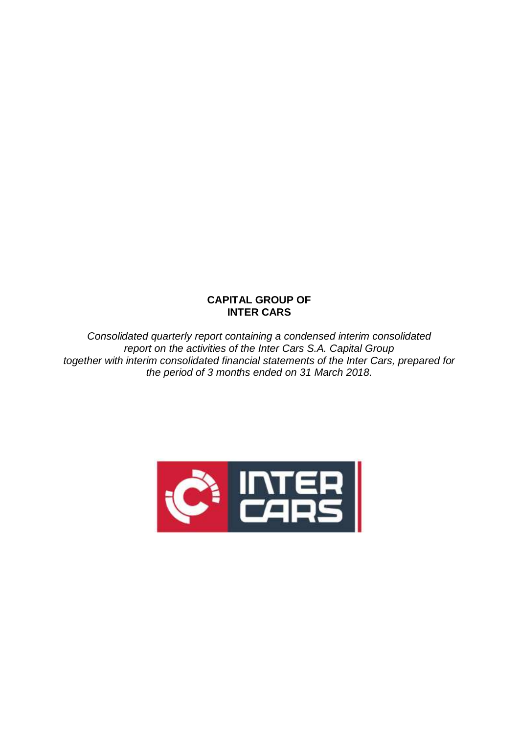**CAPITAL GROUP OF INTER CARS**

*Consolidated quarterly report containing a condensed interim consolidated report on the activities of the Inter Cars S.A. Capital Group together with interim consolidated financial statements of the Inter Cars, prepared for the period of 3 months ended on 31 March 2018.*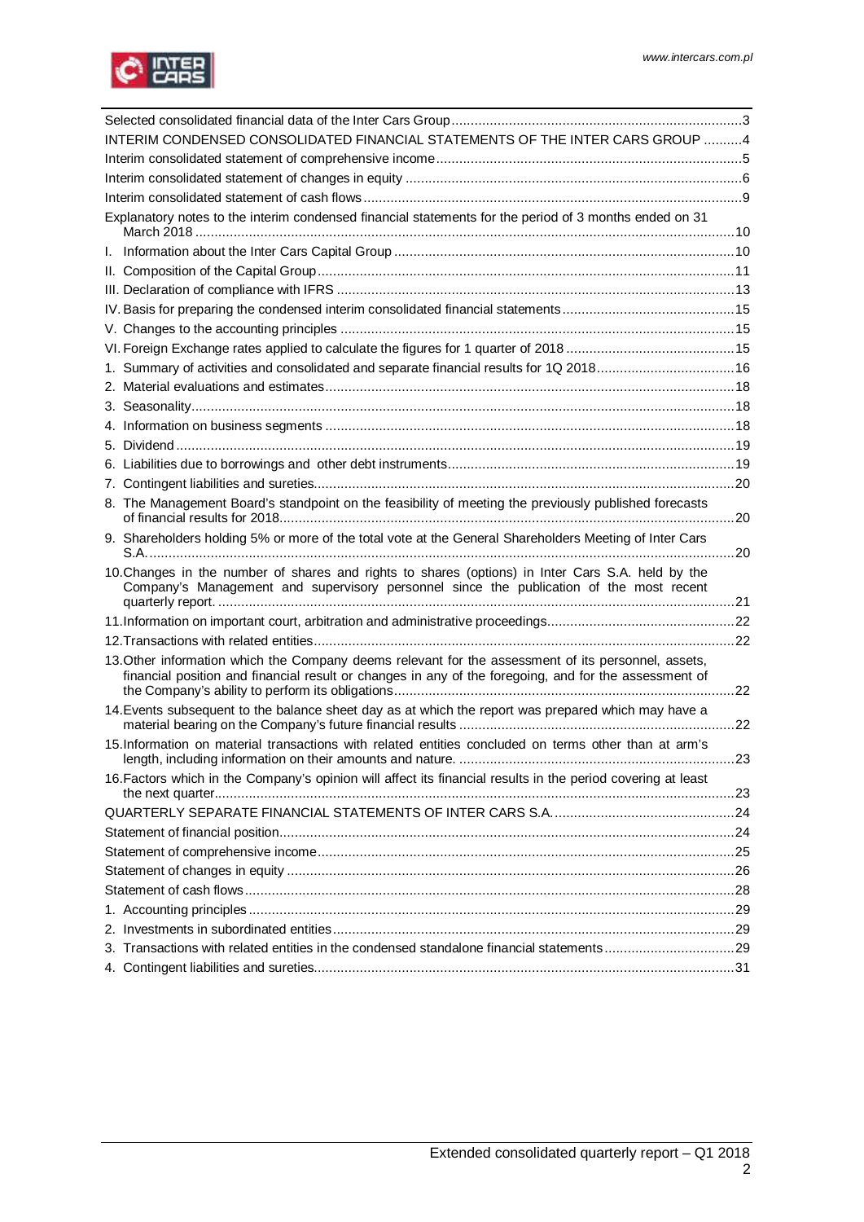| | |
|---|---|
| Selected consolidated financial data of the Inter Cars Group | 3 |
| INTERIM CONDENSED CONSOLIDATED FINANCIAL STATEMENTS OF THE INTER CARS GROUP | 4 |
| Interim consolidated statement of comprehensive income | 5 |
| Interim consolidated statement of changes in equity | 6 |
| Interim consolidated statement of cash flows | 9 |
| Explanatory notes to the interim condensed financial statements for the period of 3 months ended on 31 March 2018 | 10 |
| I. Information about the Inter Cars Capital Group | 10 |
| II. Composition of the Capital Group | 11 |
| III. Declaration of compliance with IFRS | 13 |
| IV. Basis for preparing the condensed interim consolidated financial statements | 15 |
| V. Changes to the accounting principles | 15 |
| VI. Foreign Exchange rates applied to calculate the figures for 1 quarter of 2018 | 15 |
| 1. Summary of activities and consolidated and separate financial results for 1Q 2018 | 16 |
| 2. Material evaluations and estimates | 18 |
| 3. Seasonality | 18 |
| 4. Information on business segments | 18 |
| 5. Dividend | 19 |
| 6. Liabilities due to borrowings and other debt instruments | 19 |
| 7. Contingent liabilities and sureties | 20 |
| 8. The Management Board's standpoint on the feasibility of meeting the previously published forecasts of financial results for 2018 | 20 |
| 9. Shareholders holding 5% or more of the total vote at the General Shareholders Meeting of Inter Cars S.A. | 20 |
| 10. Changes in the number of shares and rights to shares (options) in Inter Cars S.A. held by the Company's Management and supervisory personnel since the publication of the most recent quarterly report. | 21 |
| 11. Information on important court, arbitration and administrative proceedings | 22 |
| 12. Transactions with related entities | 22 |
| 13. Other information which the Company deems relevant for the assessment of its personnel, assets, financial position and financial result or changes in any of the foregoing, and for the assessment of the Company's ability to perform its obligations | 22 |
| 14. Events subsequent to the balance sheet day as at which the report was prepared which may have a material bearing on the Company's future financial results | 22 |
| 15. Information on material transactions with related entities concluded on terms other than at arm's length, including information on their amounts and nature. | 23 |
| 16. Factors which in the Company's opinion will affect its financial results in the period covering at least the next quarter | 23 |
| QUARTERLY SEPARATE FINANCIAL STATEMENTS OF INTER CARS S.A. | 24 |
| Statement of financial position | 24 |
| Statement of comprehensive income | 25 |
| Statement of changes in equity | 26 |
| Statement of cash flows | 28 |
| 1. Accounting principles | 29 |
| 2. Investments in subordinated entities | 29 |
| 3. Transactions with related entities in the condensed standalone financial statements | 29 |
| 4. Contingent liabilities and sureties | 31 |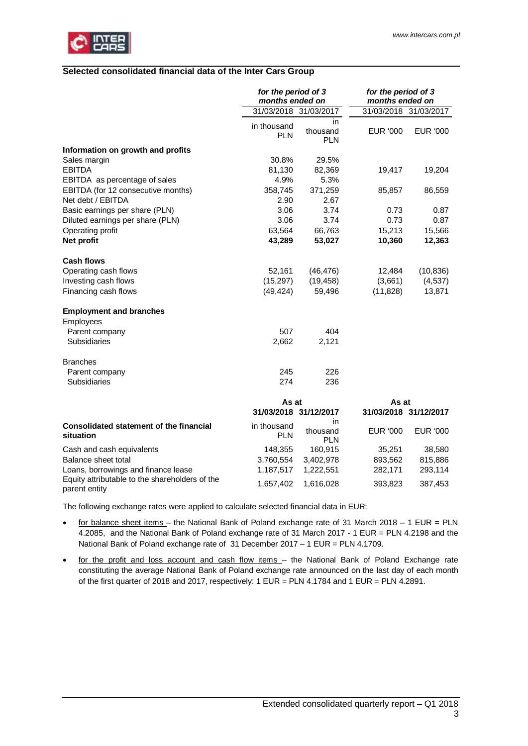## Selected consolidated financial data of the Inter Cars Group

| | *for the period of 3 months ended on* | | *for the period of 3 months ended on* | |
|---|---|---|---|---|
| | 31/03/2018 | 31/03/2017 | 31/03/2018 | 31/03/2017 |
| | in thousand PLN | in thousand PLN | EUR '000 | EUR '000 |
| **Information on growth and profits** | | | | |
| Sales margin | 30.8% | 29.5% | | |
| EBITDA | 81,130 | 82,369 | 19,417 | 19,204 |
| EBITDA as percentage of sales | 4.9% | 5.3% | | |
| EBITDA (for 12 consecutive months) | 358,745 | 371,259 | 85,857 | 86,559 |
| Net debt / EBITDA | 2.90 | 2.67 | | |
| Basic earnings per share (PLN) | 3.06 | 3.74 | 0.73 | 0.87 |
| Diluted earnings per share (PLN) | 3.06 | 3.74 | 0.73 | 0.87 |
| Operating profit | 63,564 | 66,763 | 15,213 | 15,566 |
| **Net profit** | **43,289** | **53,027** | **10,360** | **12,363** |
| **Cash flows** | | | | |
| Operating cash flows | 52,161 | (46,476) | 12,484 | (10,836) |
| Investing cash flows | (15,297) | (19,458) | (3,661) | (4,537) |
| Financing cash flows | (49,424) | 59,496 | (11,828) | 13,871 |
| **Employment and branches** | | | | |
| Employees | | | | |
| Parent company | 507 | 404 | | |
| Subsidiaries | 2,662 | 2,121 | | |
| Branches | | | | |
| Parent company | 245 | 226 | | |
| Subsidiaries | 274 | 236 | | |

| | As at | | As at | |
|---|---|---|---|---|
| | 31/03/2018 | 31/12/2017 | 31/03/2018 | 31/12/2017 |
| **Consolidated statement of the financial situation** | in thousand PLN | in thousand PLN | EUR '000 | EUR '000 |
| Cash and cash equivalents | 148,355 | 160,915 | 35,251 | 38,580 |
| Balance sheet total | 3,760,554 | 3,402,978 | 893,562 | 815,886 |
| Loans, borrowings and finance lease | 1,187,517 | 1,222,551 | 282,171 | 293,114 |
| Equity attributable to the shareholders of the parent entity | 1,657,402 | 1,616,028 | 393,823 | 387,453 |

The following exchange rates were applied to calculate selected financial data in EUR:

- for balance sheet items – the National Bank of Poland exchange rate of 31 March 2018 – 1 EUR = PLN 4.2085, and the National Bank of Poland exchange rate of 31 March 2017 - 1 EUR = PLN 4.2198 and the National Bank of Poland exchange rate of 31 December 2017 – 1 EUR = PLN 4.1709.
- for the profit and loss account and cash flow items – the National Bank of Poland Exchange rate constituting the average National Bank of Poland exchange rate announced on the last day of each month of the first quarter of 2018 and 2017, respectively: 1 EUR = PLN 4.1784 and 1 EUR = PLN 4.2891.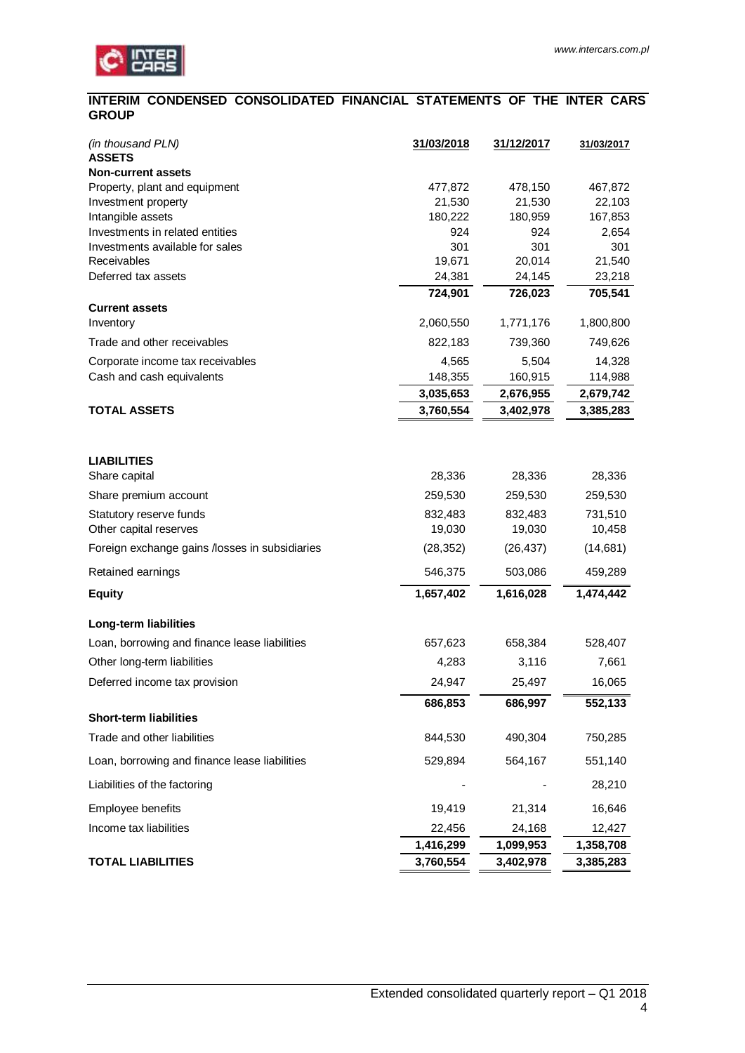## INTERIM CONDENSED CONSOLIDATED FINANCIAL STATEMENTS OF THE INTER CARS GROUP

| *(in thousand PLN)* | 31/03/2018 | 31/12/2017 | 31/03/2017 |
|---|---|---|---|
| **ASSETS** | | | |
| **Non-current assets** | | | |
| Property, plant and equipment | 477,872 | 478,150 | 467,872 |
| Investment property | 21,530 | 21,530 | 22,103 |
| Intangible assets | 180,222 | 180,959 | 167,853 |
| Investments in related entities | 924 | 924 | 2,654 |
| Investments available for sales | 301 | 301 | 301 |
| Receivables | 19,671 | 20,014 | 21,540 |
| Deferred tax assets | 24,381 | 24,145 | 23,218 |
| | **724,901** | **726,023** | **705,541** |
| **Current assets** | | | |
| Inventory | 2,060,550 | 1,771,176 | 1,800,800 |
| Trade and other receivables | 822,183 | 739,360 | 749,626 |
| Corporate income tax receivables | 4,565 | 5,504 | 14,328 |
| Cash and cash equivalents | 148,355 | 160,915 | 114,988 |
| | **3,035,653** | **2,676,955** | **2,679,742** |
| **TOTAL ASSETS** | **3,760,554** | **3,402,978** | **3,385,283** |
| | | | |
| **LIABILITIES** | | | |
| Share capital | 28,336 | 28,336 | 28,336 |
| Share premium account | 259,530 | 259,530 | 259,530 |
| Statutory reserve funds | 832,483 | 832,483 | 731,510 |
| Other capital reserves | 19,030 | 19,030 | 10,458 |
| Foreign exchange gains /losses in subsidiaries | (28,352) | (26,437) | (14,681) |
| Retained earnings | 546,375 | 503,086 | 459,289 |
| **Equity** | **1,657,402** | **1,616,028** | **1,474,442** |
| **Long-term liabilities** | | | |
| Loan, borrowing and finance lease liabilities | 657,623 | 658,384 | 528,407 |
| Other long-term liabilities | 4,283 | 3,116 | 7,661 |
| Deferred income tax provision | 24,947 | 25,497 | 16,065 |
| | **686,853** | **686,997** | **552,133** |
| **Short-term liabilities** | | | |
| Trade and other liabilities | 844,530 | 490,304 | 750,285 |
| Loan, borrowing and finance lease liabilities | 529,894 | 564,167 | 551,140 |
| Liabilities of the factoring | - | - | 28,210 |
| Employee benefits | 19,419 | 21,314 | 16,646 |
| Income tax liabilities | 22,456 | 24,168 | 12,427 |
| | **1,416,299** | **1,099,953** | **1,358,708** |
| **TOTAL LIABILITIES** | **3,760,554** | **3,402,978** | **3,385,283** |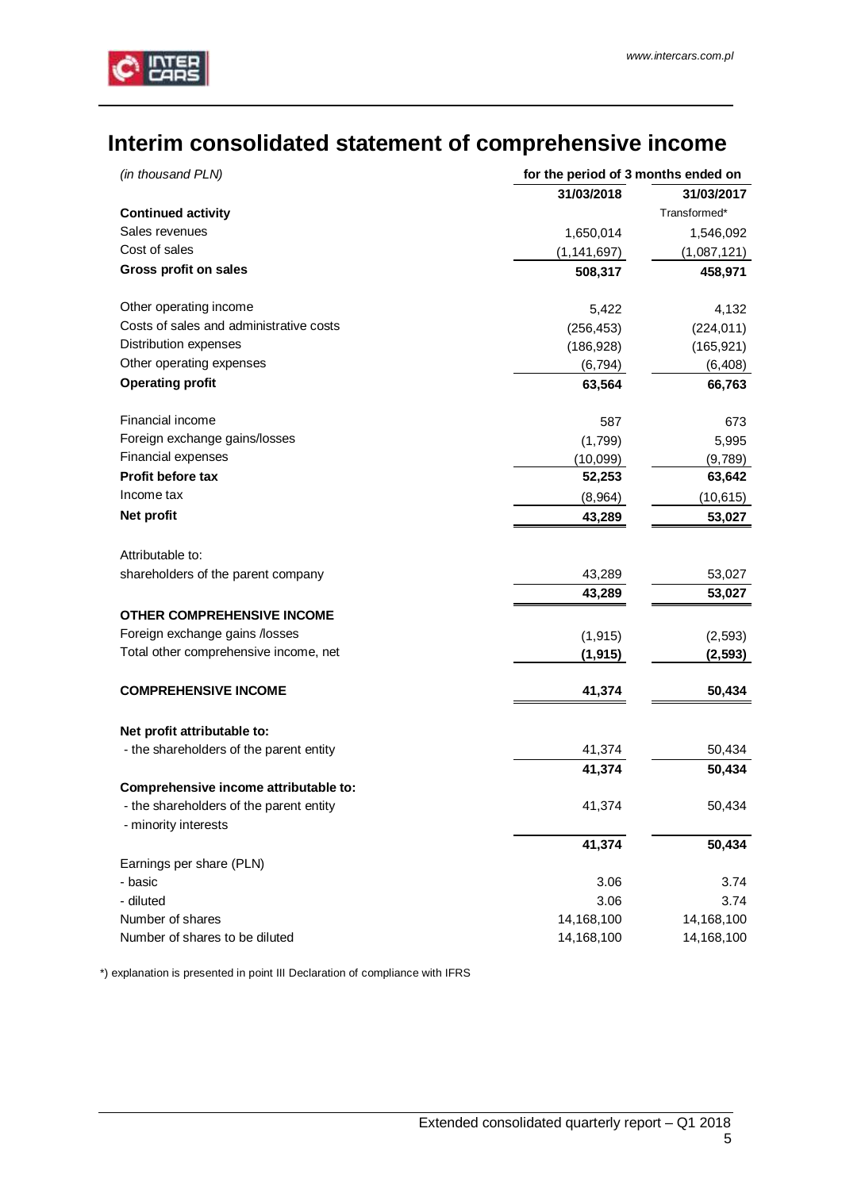# Interim consolidated statement of comprehensive income

| *(in thousand PLN)* | for the period of 3 months ended on | |
|---|---|---|
| | **31/03/2018** | **31/03/2017** |
| **Continued activity** | | Transformed* |
| Sales revenues | 1,650,014 | 1,546,092 |
| Cost of sales | (1,141,697) | (1,087,121) |
| **Gross profit on sales** | **508,317** | **458,971** |
| | | |
| Other operating income | 5,422 | 4,132 |
| Costs of sales and administrative costs | (256,453) | (224,011) |
| Distribution expenses | (186,928) | (165,921) |
| Other operating expenses | (6,794) | (6,408) |
| **Operating profit** | **63,564** | **66,763** |
| | | |
| Financial income | 587 | 673 |
| Foreign exchange gains/losses | (1,799) | 5,995 |
| Financial expenses | (10,099) | (9,789) |
| **Profit before tax** | **52,253** | **63,642** |
| Income tax | (8,964) | (10,615) |
| **Net profit** | **43,289** | **53,027** |
| | | |
| Attributable to: | | |
| shareholders of the parent company | 43,289 | 53,027 |
| | **43,289** | **53,027** |
| **OTHER COMPREHENSIVE INCOME** | | |
| Foreign exchange gains /losses | (1,915) | (2,593) |
| Total other comprehensive income, net | **(1,915)** | **(2,593)** |
| | | |
| **COMPREHENSIVE INCOME** | **41,374** | **50,434** |
| | | |
| **Net profit attributable to:** | | |
| - the shareholders of the parent entity | 41,374 | 50,434 |
| | **41,374** | **50,434** |
| **Comprehensive income attributable to:** | | |
| - the shareholders of the parent entity | 41,374 | 50,434 |
| - minority interests | | |
| | **41,374** | **50,434** |
| Earnings per share (PLN) | | |
| - basic | 3.06 | 3.74 |
| - diluted | 3.06 | 3.74 |
| Number of shares | 14,168,100 | 14,168,100 |
| Number of shares to be diluted | 14,168,100 | 14,168,100 |

*) explanation is presented in point III Declaration of compliance with IFRS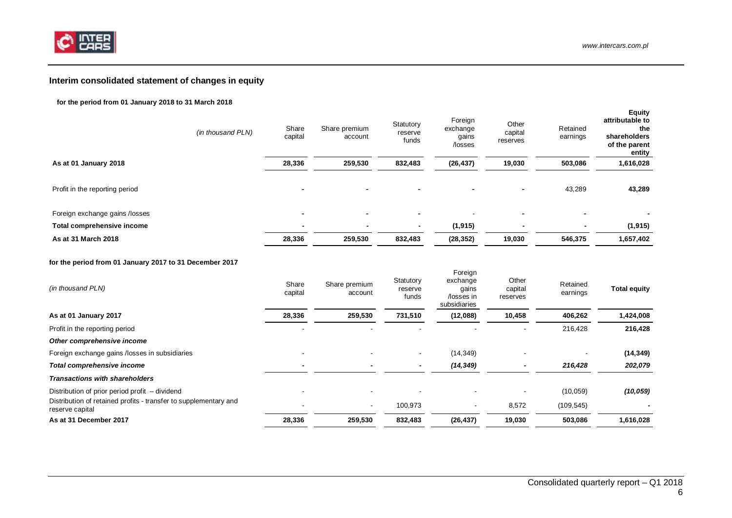## Interim consolidated statement of changes in equity

**for the period from 01 January 2018 to 31 March 2018**

| *(in thousand PLN)* | Share capital | Share premium account | Statutory reserve funds | Foreign exchange gains /losses | Other capital reserves | Retained earnings | Equity attributable to the shareholders of the parent entity |
|---|---|---|---|---|---|---|---|
| **As at 01 January 2018** | **28,336** | **259,530** | **832,483** | **(26,437)** | **19,030** | **503,086** | **1,616,028** |
| Profit in the reporting period | - | - | - | - | - | 43,289 | **43,289** |
| Foreign exchange gains /losses | - | - | - | - | - | - | - |
| **Total comprehensive income** | - | - | - | **(1,915)** | - | - | **(1,915)** |
| **As at 31 March 2018** | **28,336** | **259,530** | **832,483** | **(28,352)** | **19,030** | **546,375** | **1,657,402** |

**for the period from 01 January 2017 to 31 December 2017**

| *(in thousand PLN)* | Share capital | Share premium account | Statutory reserve funds | Foreign exchange gains /losses in subsidiaries | Other capital reserves | Retained earnings | Total equity |
|---|---|---|---|---|---|---|---|
| **As at 01 January 2017** | **28,336** | **259,530** | **731,510** | **(12,088)** | **10,458** | **406,262** | **1,424,008** |
| Profit in the reporting period | - | - | - | - | - | 216,428 | **216,428** |
| ***Other comprehensive income*** | | | | | | | |
| Foreign exchange gains /losses in subsidiaries | - | - | - | (14,349) | - | - | **(14,349)** |
| ***Total comprehensive income*** | - | - | - | *(14,349)* | - | *216,428* | ***202,079*** |
| ***Transactions with shareholders*** | | | | | | | |
| Distribution of prior period profit – dividend | - | - | - | - | - | (10,059) | ***(10,059)*** |
| Distribution of retained profits - transfer to supplementary and reserve capital | - | - | 100,973 | - | 8,572 | (109,545) | - |
| **As at 31 December 2017** | **28,336** | **259,530** | **832,483** | **(26,437)** | **19,030** | **503,086** | **1,616,028** |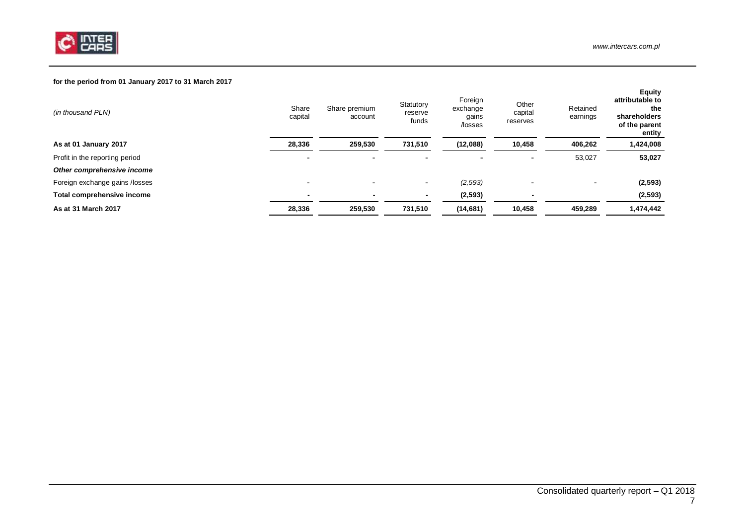**for the period from 01 January 2017 to 31 March 2017**

| *(in thousand PLN)* | Share capital | Share premium account | Statutory reserve funds | Foreign exchange gains /losses | Other capital reserves | Retained earnings | **Equity attributable to the shareholders of the parent entity** |
|---|---|---|---|---|---|---|---|
| **As at 01 January 2017** | **28,336** | **259,530** | **731,510** | **(12,088)** | **10,458** | **406,262** | **1,424,008** |
| Profit in the reporting period | - | - | - | - | - | 53,027 | **53,027** |
| ***Other comprehensive income*** | | | | | | | |
| Foreign exchange gains /losses | - | - | - | *(2,593)* | - | - | **(2,593)** |
| **Total comprehensive income** | - | - | - | **(2,593)** | - | | **(2,593)** |
| **As at 31 March 2017** | **28,336** | **259,530** | **731,510** | **(14,681)** | **10,458** | **459,289** | **1,474,442** |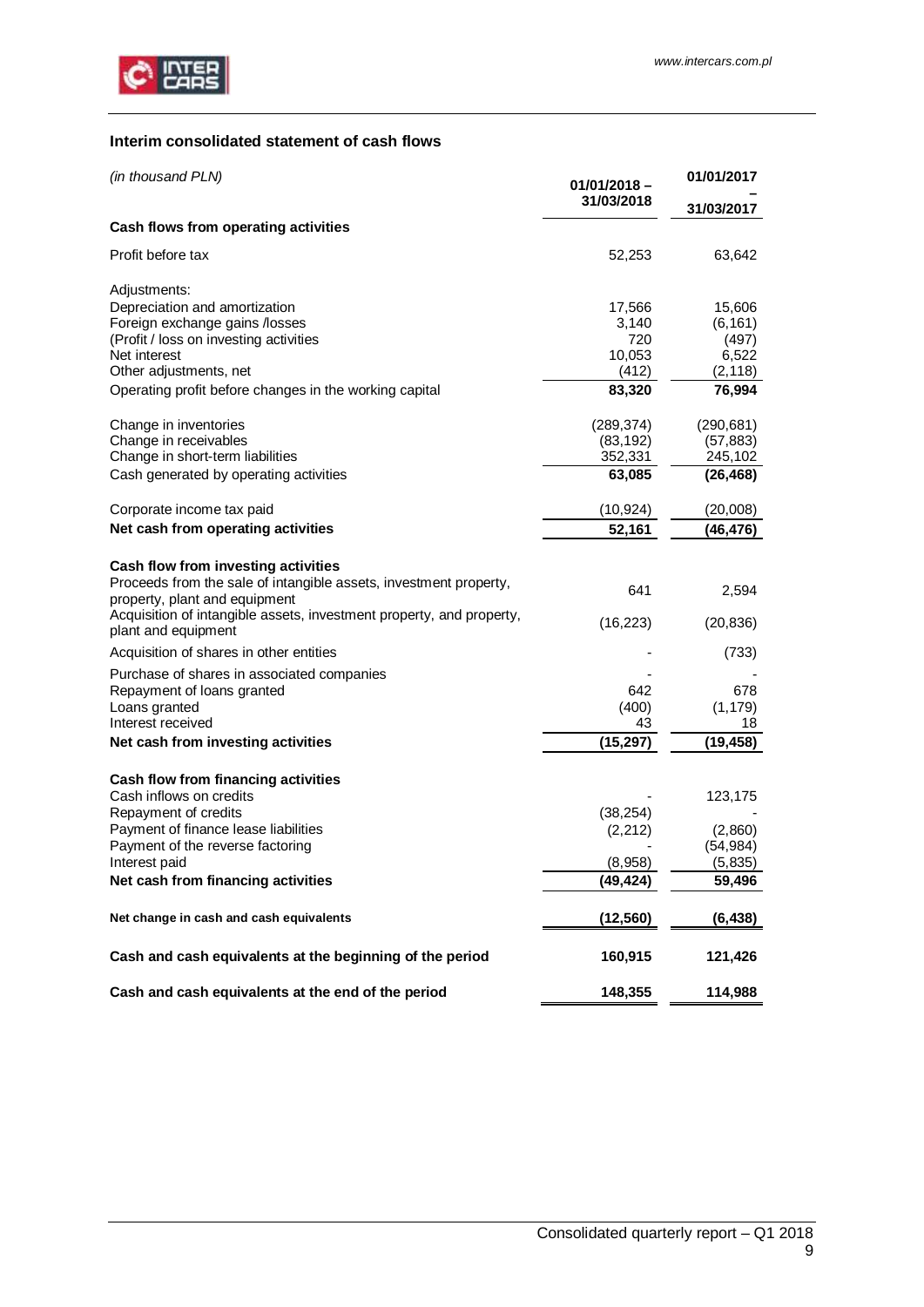## Interim consolidated statement of cash flows

| *(in thousand PLN)* | 01/01/2018 – 31/03/2018 | 01/01/2017 – 31/03/2017 |
|---|---|---|
| **Cash flows from operating activities** | | |
| Profit before tax | 52,253 | 63,642 |
| Adjustments: | | |
| Depreciation and amortization | 17,566 | 15,606 |
| Foreign exchange gains /losses | 3,140 | (6,161) |
| (Profit / loss on investing activities | 720 | (497) |
| Net interest | 10,053 | 6,522 |
| Other adjustments, net | (412) | (2,118) |
| Operating profit before changes in the working capital | **83,320** | **76,994** |
| Change in inventories | (289,374) | (290,681) |
| Change in receivables | (83,192) | (57,883) |
| Change in short-term liabilities | 352,331 | 245,102 |
| Cash generated by operating activities | **63,085** | **(26,468)** |
| Corporate income tax paid | (10,924) | (20,008) |
| **Net cash from operating activities** | **52,161** | **(46,476)** |
| **Cash flow from investing activities** | | |
| Proceeds from the sale of intangible assets, investment property, property, plant and equipment | 641 | 2,594 |
| Acquisition of intangible assets, investment property, and property, plant and equipment | (16,223) | (20,836) |
| Acquisition of shares in other entities | - | (733) |
| Purchase of shares in associated companies | - | - |
| Repayment of loans granted | 642 | 678 |
| Loans granted | (400) | (1,179) |
| Interest received | 43 | 18 |
| **Net cash from investing activities** | **(15,297)** | **(19,458)** |
| **Cash flow from financing activities** | | |
| Cash inflows on credits | - | 123,175 |
| Repayment of credits | (38,254) | - |
| Payment of finance lease liabilities | (2,212) | (2,860) |
| Payment of the reverse factoring | - | (54,984) |
| Interest paid | (8,958) | (5,835) |
| **Net cash from financing activities** | **(49,424)** | **59,496** |
| **Net change in cash and cash equivalents** | **(12,560)** | **(6,438)** |
| **Cash and cash equivalents at the beginning of the period** | **160,915** | **121,426** |
| **Cash and cash equivalents at the end of the period** | **148,355** | **114,988** |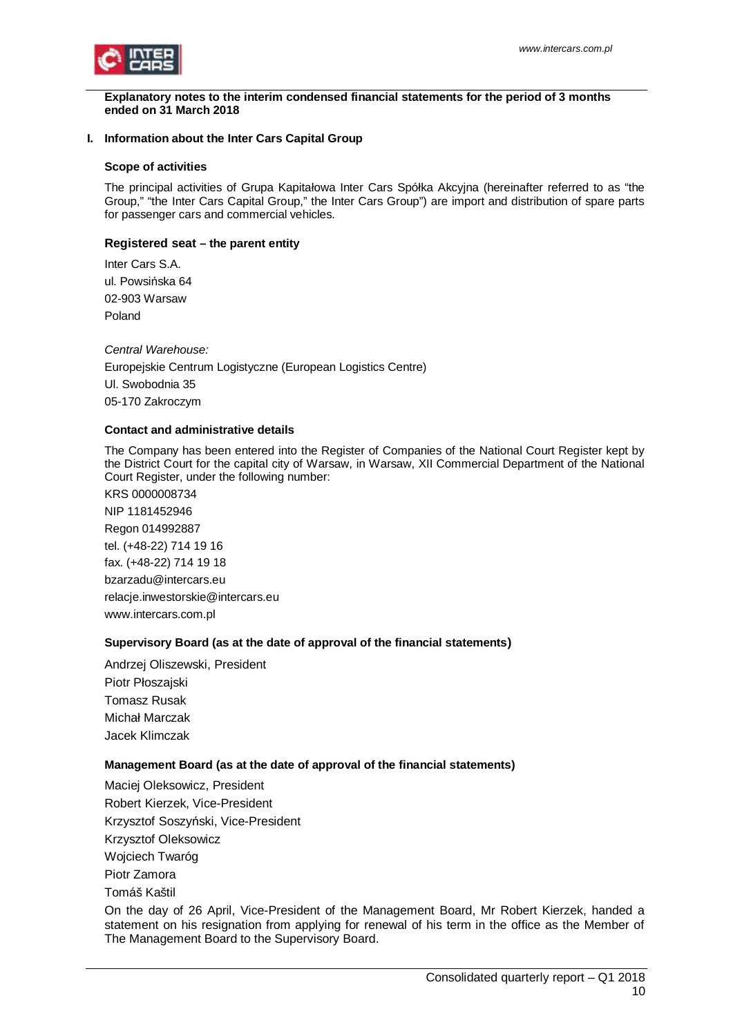**Explanatory notes to the interim condensed financial statements for the period of 3 months ended on 31 March 2018**

## I. Information about the Inter Cars Capital Group

### Scope of activities

The principal activities of Grupa Kapitałowa Inter Cars Spółka Akcyjna (hereinafter referred to as "the Group," "the Inter Cars Capital Group," the Inter Cars Group") are import and distribution of spare parts for passenger cars and commercial vehicles.

### Registered seat – the parent entity

Inter Cars S.A.
ul. Powsińska 64
02-903 Warsaw
Poland

*Central Warehouse:*
Europejskie Centrum Logistyczne (European Logistics Centre)
Ul. Swobodnia 35
05-170 Zakroczym

### Contact and administrative details

The Company has been entered into the Register of Companies of the National Court Register kept by the District Court for the capital city of Warsaw, in Warsaw, XII Commercial Department of the National Court Register, under the following number:

KRS 0000008734
NIP 1181452946
Regon 014992887
tel. (+48-22) 714 19 16
fax. (+48-22) 714 19 18
bzarzadu@intercars.eu
relacje.inwestorskie@intercars.eu
www.intercars.com.pl

### Supervisory Board (as at the date of approval of the financial statements)

Andrzej Oliszewski, President
Piotr Płoszajski
Tomasz Rusak
Michał Marczak
Jacek Klimczak

### Management Board (as at the date of approval of the financial statements)

Maciej Oleksowicz, President
Robert Kierzek, Vice-President
Krzysztof Soszyński, Vice-President
Krzysztof Oleksowicz
Wojciech Twaróg
Piotr Zamora
Tomáš Kaštil

On the day of 26 April, Vice-President of the Management Board, Mr Robert Kierzek, handed a statement on his resignation from applying for renewal of his term in the office as the Member of The Management Board to the Supervisory Board.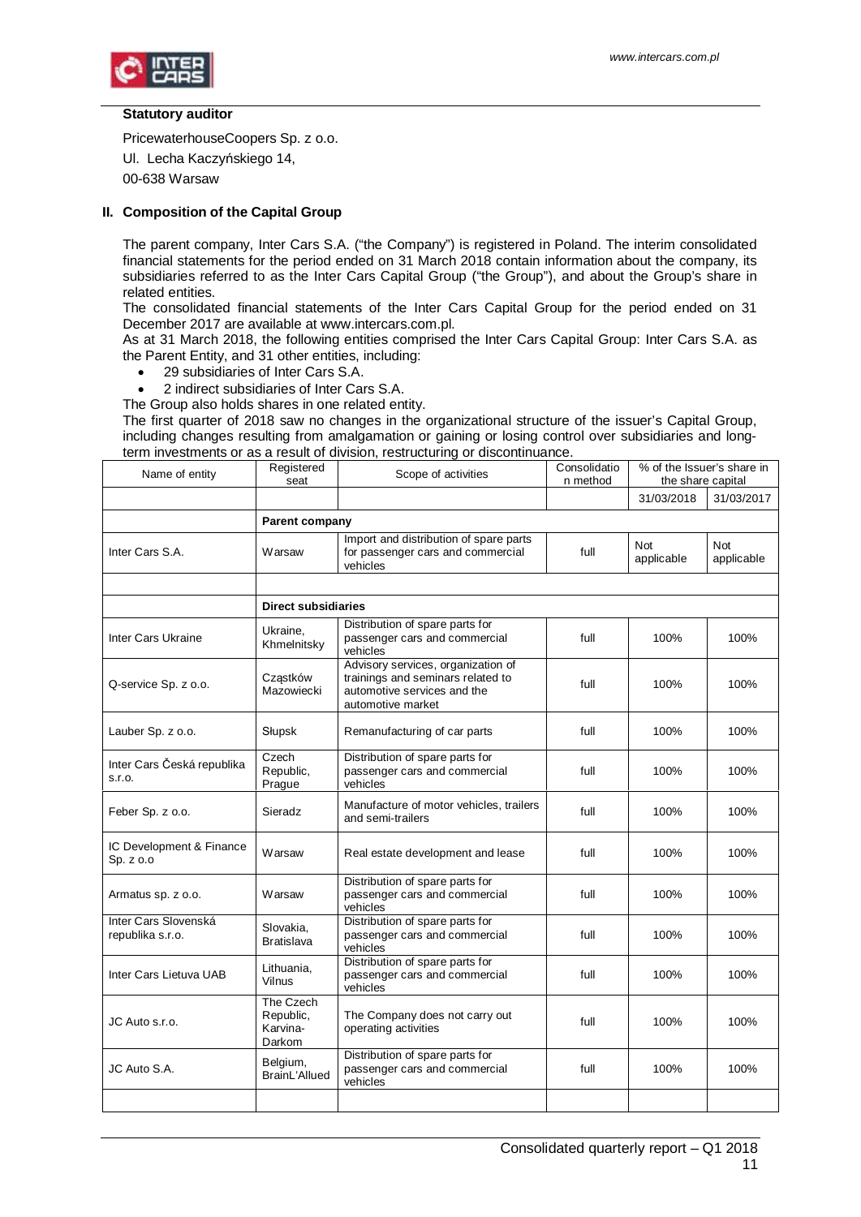**Statutory auditor**

PricewaterhouseCoopers Sp. z o.o.

Ul. Lecha Kaczyńskiego 14,

00-638 Warsaw

## II. Composition of the Capital Group

The parent company, Inter Cars S.A. ("the Company") is registered in Poland. The interim consolidated financial statements for the period ended on 31 March 2018 contain information about the company, its subsidiaries referred to as the Inter Cars Capital Group ("the Group"), and about the Group's share in related entities.

The consolidated financial statements of the Inter Cars Capital Group for the period ended on 31 December 2017 are available at www.intercars.com.pl.

As at 31 March 2018, the following entities comprised the Inter Cars Capital Group: Inter Cars S.A. as the Parent Entity, and 31 other entities, including:

- 29 subsidiaries of Inter Cars S.A.
- 2 indirect subsidiaries of Inter Cars S.A.

The Group also holds shares in one related entity.

The first quarter of 2018 saw no changes in the organizational structure of the issuer's Capital Group, including changes resulting from amalgamation or gaining or losing control over subsidiaries and long-term investments or as a result of division, restructuring or discontinuance.

| Name of entity | Registered seat | Scope of activities | Consolidation method | % of the Issuer's share in the share capital | |
|---|---|---|---|---|---|
| | | | | 31/03/2018 | 31/03/2017 |
| | **Parent company** | | | | |
| Inter Cars S.A. | Warsaw | Import and distribution of spare parts for passenger cars and commercial vehicles | full | Not applicable | Not applicable |
| | | | | | |
| | **Direct subsidiaries** | | | | |
| Inter Cars Ukraine | Ukraine, Khmelnitsky | Distribution of spare parts for passenger cars and commercial vehicles | full | 100% | 100% |
| Q-service Sp. z o.o. | Cząstków Mazowiecki | Advisory services, organization of trainings and seminars related to automotive services and the automotive market | full | 100% | 100% |
| Lauber Sp. z o.o. | Słupsk | Remanufacturing of car parts | full | 100% | 100% |
| Inter Cars Česká republika s.r.o. | Czech Republic, Prague | Distribution of spare parts for passenger cars and commercial vehicles | full | 100% | 100% |
| Feber Sp. z o.o. | Sieradz | Manufacture of motor vehicles, trailers and semi-trailers | full | 100% | 100% |
| IC Development & Finance Sp. z o.o | Warsaw | Real estate development and lease | full | 100% | 100% |
| Armatus sp. z o.o. | Warsaw | Distribution of spare parts for passenger cars and commercial vehicles | full | 100% | 100% |
| Inter Cars Slovenská republika s.r.o. | Slovakia, Bratislava | Distribution of spare parts for passenger cars and commercial vehicles | full | 100% | 100% |
| Inter Cars Lietuva UAB | Lithuania, Vilnus | Distribution of spare parts for passenger cars and commercial vehicles | full | 100% | 100% |
| JC Auto s.r.o. | The Czech Republic, Karvina-Darkom | The Company does not carry out operating activities | full | 100% | 100% |
| JC Auto S.A. | Belgium, BrainL'Allued | Distribution of spare parts for passenger cars and commercial vehicles | full | 100% | 100% |
| | | | | | |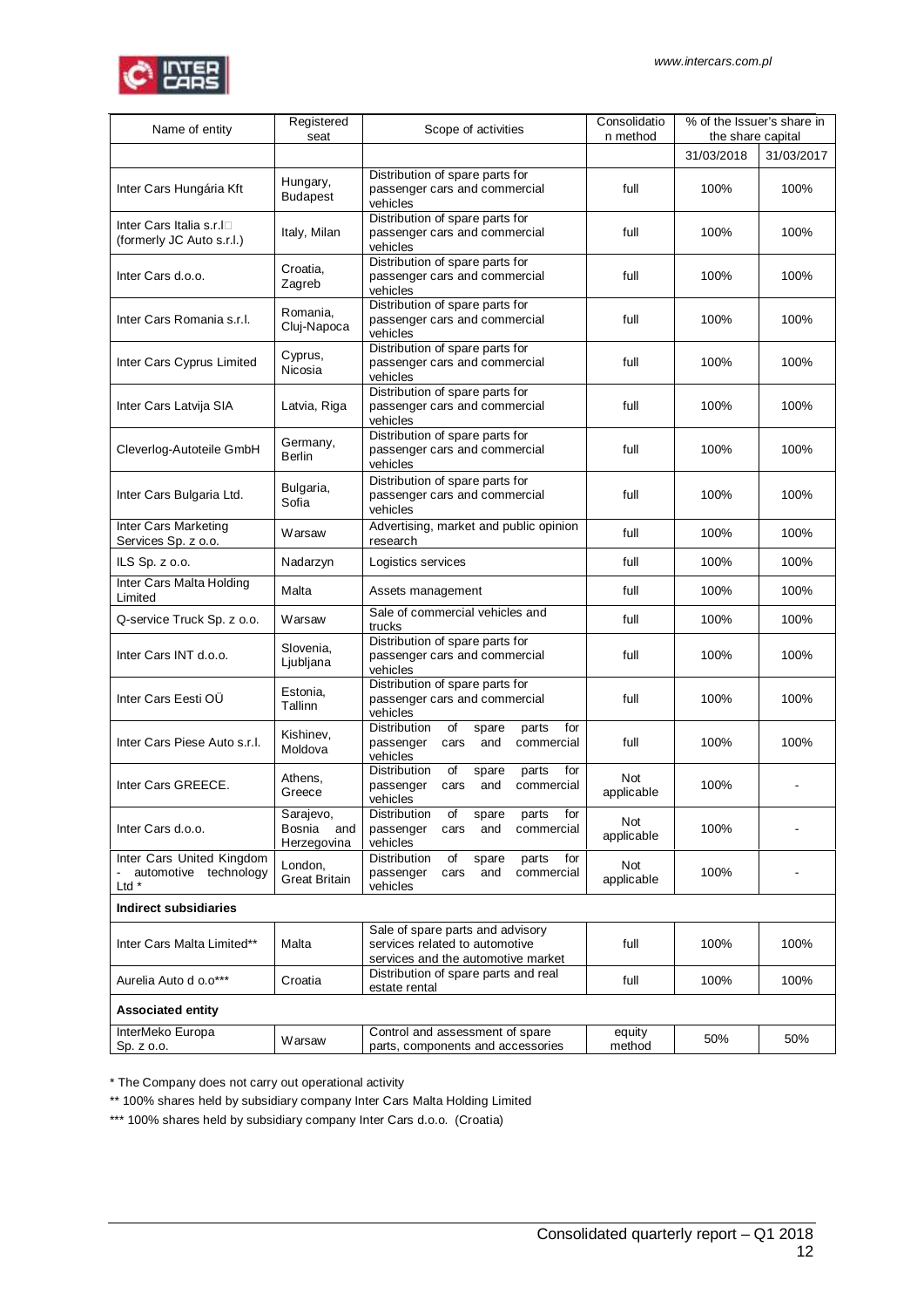| Name of entity | Registered seat | Scope of activities | Consolidation method | % of the Issuer's share in the share capital | |
|---|---|---|---|---|---|
| | | | | 31/03/2018 | 31/03/2017 |
| Inter Cars Hungária Kft | Hungary, Budapest | Distribution of spare parts for passenger cars and commercial vehicles | full | 100% | 100% |
| Inter Cars Italia s.r.l (formerly JC Auto s.r.l.) | Italy, Milan | Distribution of spare parts for passenger cars and commercial vehicles | full | 100% | 100% |
| Inter Cars d.o.o. | Croatia, Zagreb | Distribution of spare parts for passenger cars and commercial vehicles | full | 100% | 100% |
| Inter Cars Romania s.r.l. | Romania, Cluj-Napoca | Distribution of spare parts for passenger cars and commercial vehicles | full | 100% | 100% |
| Inter Cars Cyprus Limited | Cyprus, Nicosia | Distribution of spare parts for passenger cars and commercial vehicles | full | 100% | 100% |
| Inter Cars Latvija SIA | Latvia, Riga | Distribution of spare parts for passenger cars and commercial vehicles | full | 100% | 100% |
| Cleverlog-Autoteile GmbH | Germany, Berlin | Distribution of spare parts for passenger cars and commercial vehicles | full | 100% | 100% |
| Inter Cars Bulgaria Ltd. | Bulgaria, Sofia | Distribution of spare parts for passenger cars and commercial vehicles | full | 100% | 100% |
| Inter Cars Marketing Services Sp. z o.o. | Warsaw | Advertising, market and public opinion research | full | 100% | 100% |
| ILS Sp. z o.o. | Nadarzyn | Logistics services | full | 100% | 100% |
| Inter Cars Malta Holding Limited | Malta | Assets management | full | 100% | 100% |
| Q-service Truck Sp. z o.o. | Warsaw | Sale of commercial vehicles and trucks | full | 100% | 100% |
| Inter Cars INT d.o.o. | Slovenia, Ljubljana | Distribution of spare parts for passenger cars and commercial vehicles | full | 100% | 100% |
| Inter Cars Eesti OÜ | Estonia, Tallinn | Distribution of spare parts for passenger cars and commercial vehicles | full | 100% | 100% |
| Inter Cars Piese Auto s.r.l. | Kishinev, Moldova | Distribution of spare parts for passenger cars and commercial vehicles | full | 100% | 100% |
| Inter Cars GREECE. | Athens, Greece | Distribution of spare parts for passenger cars and commercial vehicles | Not applicable | 100% | - |
| Inter Cars d.o.o. | Sarajevo, Bosnia and Herzegovina | Distribution of spare parts for passenger cars and commercial vehicles | Not applicable | 100% | - |
| Inter Cars United Kingdom - automotive technology Ltd * | London, Great Britain | Distribution of spare parts for passenger cars and commercial vehicles | Not applicable | 100% | - |
| **Indirect subsidiaries** | | | | | |
| Inter Cars Malta Limited** | Malta | Sale of spare parts and advisory services related to automotive services and the automotive market | full | 100% | 100% |
| Aurelia Auto d o.o*** | Croatia | Distribution of spare parts and real estate rental | full | 100% | 100% |
| **Associated entity** | | | | | |
| InterMeko Europa Sp. z o.o. | Warsaw | Control and assessment of spare parts, components and accessories | equity method | 50% | 50% |

\* The Company does not carry out operational activity

\*\* 100% shares held by subsidiary company Inter Cars Malta Holding Limited

\*\*\* 100% shares held by subsidiary company Inter Cars d.o.o. (Croatia)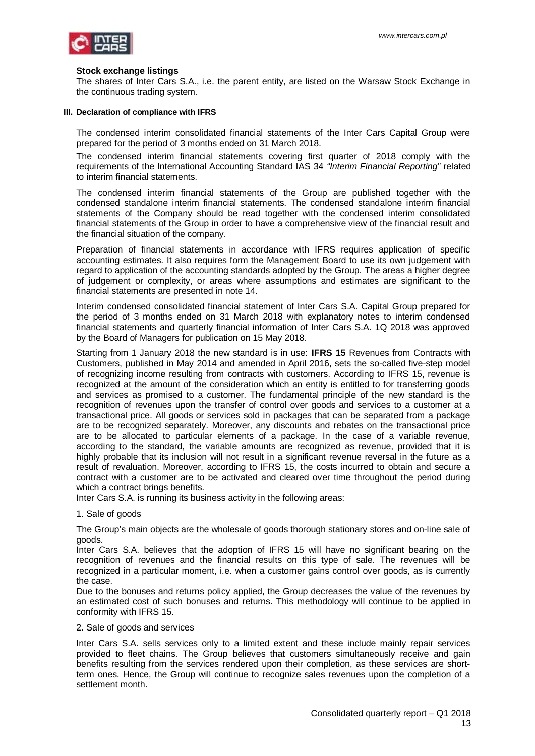**Stock exchange listings**

The shares of Inter Cars S.A., i.e. the parent entity, are listed on the Warsaw Stock Exchange in the continuous trading system.

### III. Declaration of compliance with IFRS

The condensed interim consolidated financial statements of the Inter Cars Capital Group were prepared for the period of 3 months ended on 31 March 2018.

The condensed interim financial statements covering first quarter of 2018 comply with the requirements of the International Accounting Standard IAS 34 *"Interim Financial Reporting"* related to interim financial statements.

The condensed interim financial statements of the Group are published together with the condensed standalone interim financial statements. The condensed standalone interim financial statements of the Company should be read together with the condensed interim consolidated financial statements of the Group in order to have a comprehensive view of the financial result and the financial situation of the company.

Preparation of financial statements in accordance with IFRS requires application of specific accounting estimates. It also requires form the Management Board to use its own judgement with regard to application of the accounting standards adopted by the Group. The areas a higher degree of judgement or complexity, or areas where assumptions and estimates are significant to the financial statements are presented in note 14.

Interim condensed consolidated financial statement of Inter Cars S.A. Capital Group prepared for the period of 3 months ended on 31 March 2018 with explanatory notes to interim condensed financial statements and quarterly financial information of Inter Cars S.A. 1Q 2018 was approved by the Board of Managers for publication on 15 May 2018.

Starting from 1 January 2018 the new standard is in use: **IFRS 15** Revenues from Contracts with Customers, published in May 2014 and amended in April 2016, sets the so-called five-step model of recognizing income resulting from contracts with customers. According to IFRS 15, revenue is recognized at the amount of the consideration which an entity is entitled to for transferring goods and services as promised to a customer. The fundamental principle of the new standard is the recognition of revenues upon the transfer of control over goods and services to a customer at a transactional price. All goods or services sold in packages that can be separated from a package are to be recognized separately. Moreover, any discounts and rebates on the transactional price are to be allocated to particular elements of a package. In the case of a variable revenue, according to the standard, the variable amounts are recognized as revenue, provided that it is highly probable that its inclusion will not result in a significant revenue reversal in the future as a result of revaluation. Moreover, according to IFRS 15, the costs incurred to obtain and secure a contract with a customer are to be activated and cleared over time throughout the period during which a contract brings benefits.

Inter Cars S.A. is running its business activity in the following areas:

1. Sale of goods

The Group's main objects are the wholesale of goods thorough stationary stores and on-line sale of goods.

Inter Cars S.A. believes that the adoption of IFRS 15 will have no significant bearing on the recognition of revenues and the financial results on this type of sale. The revenues will be recognized in a particular moment, i.e. when a customer gains control over goods, as is currently the case.

Due to the bonuses and returns policy applied, the Group decreases the value of the revenues by an estimated cost of such bonuses and returns. This methodology will continue to be applied in conformity with IFRS 15.

2. Sale of goods and services

Inter Cars S.A. sells services only to a limited extent and these include mainly repair services provided to fleet chains. The Group believes that customers simultaneously receive and gain benefits resulting from the services rendered upon their completion, as these services are short-term ones. Hence, the Group will continue to recognize sales revenues upon the completion of a settlement month.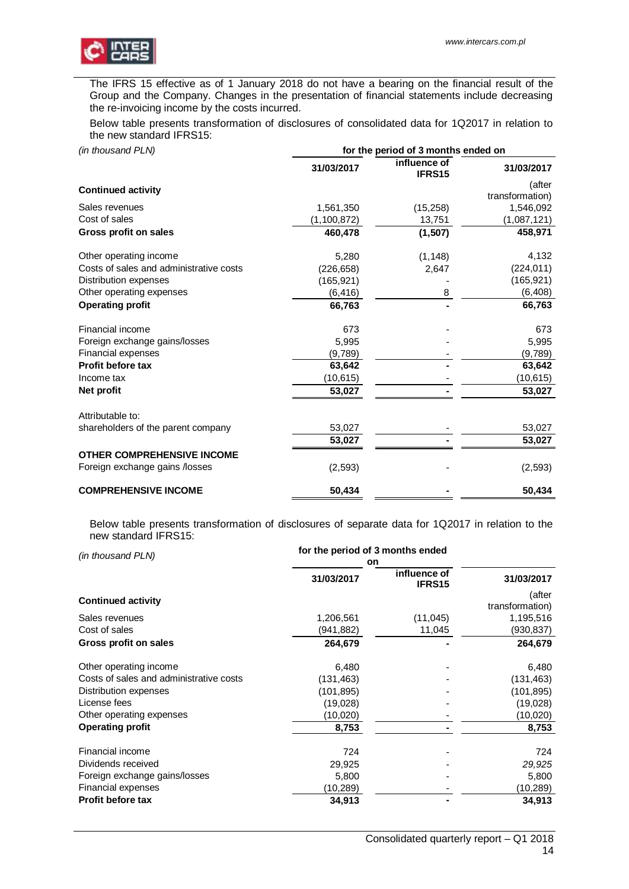The IFRS 15 effective as of 1 January 2018 do not have a bearing on the financial result of the Group and the Company. Changes in the presentation of financial statements include decreasing the re-invoicing income by the costs incurred.

Below table presents transformation of disclosures of consolidated data for 1Q2017 in relation to the new standard IFRS15:

| *(in thousand PLN)* | for the period of 3 months ended on | | |
|---|---|---|---|
| | 31/03/2017 | influence of IFRS15 | 31/03/2017 |
| **Continued activity** | | | (after transformation) |
| Sales revenues | 1,561,350 | (15,258) | 1,546,092 |
| Cost of sales | (1,100,872) | 13,751 | (1,087,121) |
| **Gross profit on sales** | **460,478** | **(1,507)** | **458,971** |
| Other operating income | 5,280 | (1,148) | 4,132 |
| Costs of sales and administrative costs | (226,658) | 2,647 | (224,011) |
| Distribution expenses | (165,921) | - | (165,921) |
| Other operating expenses | (6,416) | 8 | (6,408) |
| **Operating profit** | **66,763** | **-** | **66,763** |
| Financial income | 673 | - | 673 |
| Foreign exchange gains/losses | 5,995 | - | 5,995 |
| Financial expenses | (9,789) | - | (9,789) |
| **Profit before tax** | **63,642** | **-** | **63,642** |
| Income tax | (10,615) | - | (10,615) |
| **Net profit** | **53,027** | **-** | **53,027** |
| Attributable to: | | | |
| shareholders of the parent company | 53,027 | - | 53,027 |
| | **53,027** | **-** | **53,027** |
| **OTHER COMPREHENSIVE INCOME** | | | |
| Foreign exchange gains /losses | (2,593) | - | (2,593) |
| **COMPREHENSIVE INCOME** | **50,434** | **-** | **50,434** |

Below table presents transformation of disclosures of separate data for 1Q2017 in relation to the new standard IFRS15:

| *(in thousand PLN)* | for the period of 3 months ended on | | |
|---|---|---|---|
| | 31/03/2017 | influence of IFRS15 | 31/03/2017 |
| **Continued activity** | | | (after transformation) |
| Sales revenues | 1,206,561 | (11,045) | 1,195,516 |
| Cost of sales | (941,882) | 11,045 | (930,837) |
| **Gross profit on sales** | **264,679** | **-** | **264,679** |
| Other operating income | 6,480 | - | 6,480 |
| Costs of sales and administrative costs | (131,463) | - | (131,463) |
| Distribution expenses | (101,895) | - | (101,895) |
| License fees | (19,028) | - | (19,028) |
| Other operating expenses | (10,020) | - | (10,020) |
| **Operating profit** | **8,753** | **-** | **8,753** |
| Financial income | 724 | - | 724 |
| Dividends received | 29,925 | - | *29,925* |
| Foreign exchange gains/losses | 5,800 | - | 5,800 |
| Financial expenses | (10,289) | - | (10,289) |
| **Profit before tax** | **34,913** | **-** | **34,913** |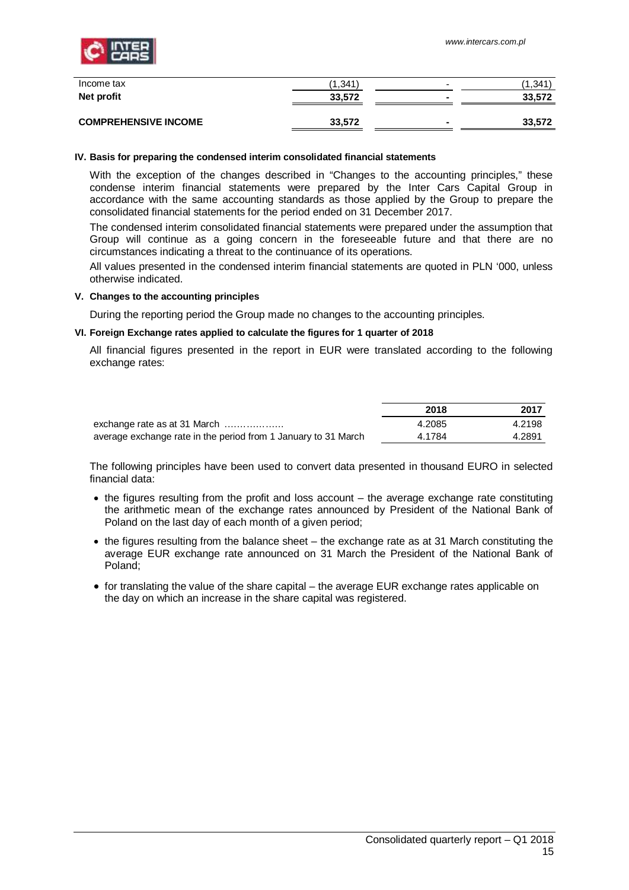| | | | |
|---|---|---|---|
| Income tax | (1,341) | - | (1,341) |
| **Net profit** | **33,572** | **-** | **33,572** |
| **COMPREHENSIVE INCOME** | **33,572** | **-** | **33,572** |

## IV. Basis for preparing the condensed interim consolidated financial statements

With the exception of the changes described in "Changes to the accounting principles," these condense interim financial statements were prepared by the Inter Cars Capital Group in accordance with the same accounting standards as those applied by the Group to prepare the consolidated financial statements for the period ended on 31 December 2017.

The condensed interim consolidated financial statements were prepared under the assumption that Group will continue as a going concern in the foreseeable future and that there are no circumstances indicating a threat to the continuance of its operations.

All values presented in the condensed interim financial statements are quoted in PLN '000, unless otherwise indicated.

## V. Changes to the accounting principles

During the reporting period the Group made no changes to the accounting principles.

## VI. Foreign Exchange rates applied to calculate the figures for 1 quarter of 2018

All financial figures presented in the report in EUR were translated according to the following exchange rates:

| | 2018 | 2017 |
|---|---|---|
| exchange rate as at 31 March ………..……. | 4.2085 | 4.2198 |
| average exchange rate in the period from 1 January to 31 March | 4.1784 | 4.2891 |

The following principles have been used to convert data presented in thousand EURO in selected financial data:

- the figures resulting from the profit and loss account – the average exchange rate constituting the arithmetic mean of the exchange rates announced by President of the National Bank of Poland on the last day of each month of a given period;
- the figures resulting from the balance sheet – the exchange rate as at 31 March constituting the average EUR exchange rate announced on 31 March the President of the National Bank of Poland;
- for translating the value of the share capital – the average EUR exchange rates applicable on the day on which an increase in the share capital was registered.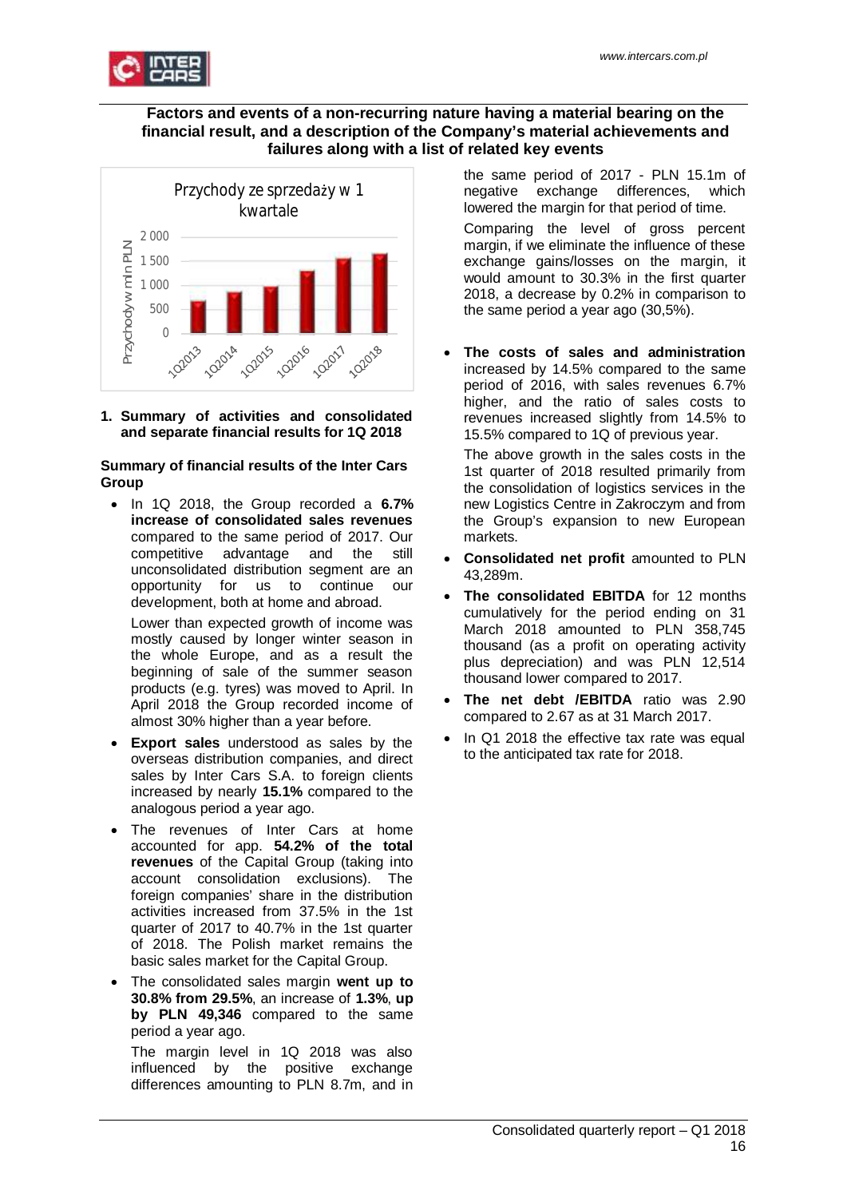## Factors and events of a non-recurring nature having a material bearing on the financial result, and a description of the Company's material achievements and failures along with a list of related key events

### 1. Summary of activities and consolidated and separate financial results for 1Q 2018

**Summary of financial results of the Inter Cars Group**

- In 1Q 2018, the Group recorded a **6.7% increase of consolidated sales revenues** compared to the same period of 2017. Our competitive advantage and the still unconsolidated distribution segment are an opportunity for us to continue our development, both at home and abroad.

  Lower than expected growth of income was mostly caused by longer winter season in the whole Europe, and as a result the beginning of sale of the summer season products (e.g. tyres) was moved to April. In April 2018 the Group recorded income of almost 30% higher than a year before.
- **Export sales** understood as sales by the overseas distribution companies, and direct sales by Inter Cars S.A. to foreign clients increased by nearly **15.1%** compared to the analogous period a year ago.
- The revenues of Inter Cars at home accounted for app. **54.2% of the total revenues** of the Capital Group (taking into account consolidation exclusions). The foreign companies' share in the distribution activities increased from 37.5% in the 1st quarter of 2017 to 40.7% in the 1st quarter of 2018. The Polish market remains the basic sales market for the Capital Group.
- The consolidated sales margin **went up to 30.8% from 29.5%**, an increase of **1.3%**, **up by PLN 49,346** compared to the same period a year ago.

  The margin level in 1Q 2018 was also influenced by the positive exchange differences amounting to PLN 8.7m, and in the same period of 2017 - PLN 15.1m of negative exchange differences, which lowered the margin for that period of time.

  Comparing the level of gross percent margin, if we eliminate the influence of these exchange gains/losses on the margin, it would amount to 30.3% in the first quarter 2018, a decrease by 0.2% in comparison to the same period a year ago (30,5%).
- **The costs of sales and administration** increased by 14.5% compared to the same period of 2016, with sales revenues 6.7% higher, and the ratio of sales costs to revenues increased slightly from 14.5% to 15.5% compared to 1Q of previous year.

  The above growth in the sales costs in the 1st quarter of 2018 resulted primarily from the consolidation of logistics services in the new Logistics Centre in Zakroczym and from the Group's expansion to new European markets.
- **Consolidated net profit** amounted to PLN 43,289m.
- **The consolidated EBITDA** for 12 months cumulatively for the period ending on 31 March 2018 amounted to PLN 358,745 thousand (as a profit on operating activity plus depreciation) and was PLN 12,514 thousand lower compared to 2017.
- **The net debt /EBITDA** ratio was 2.90 compared to 2.67 as at 31 March 2017.
- In Q1 2018 the effective tax rate was equal to the anticipated tax rate for 2018.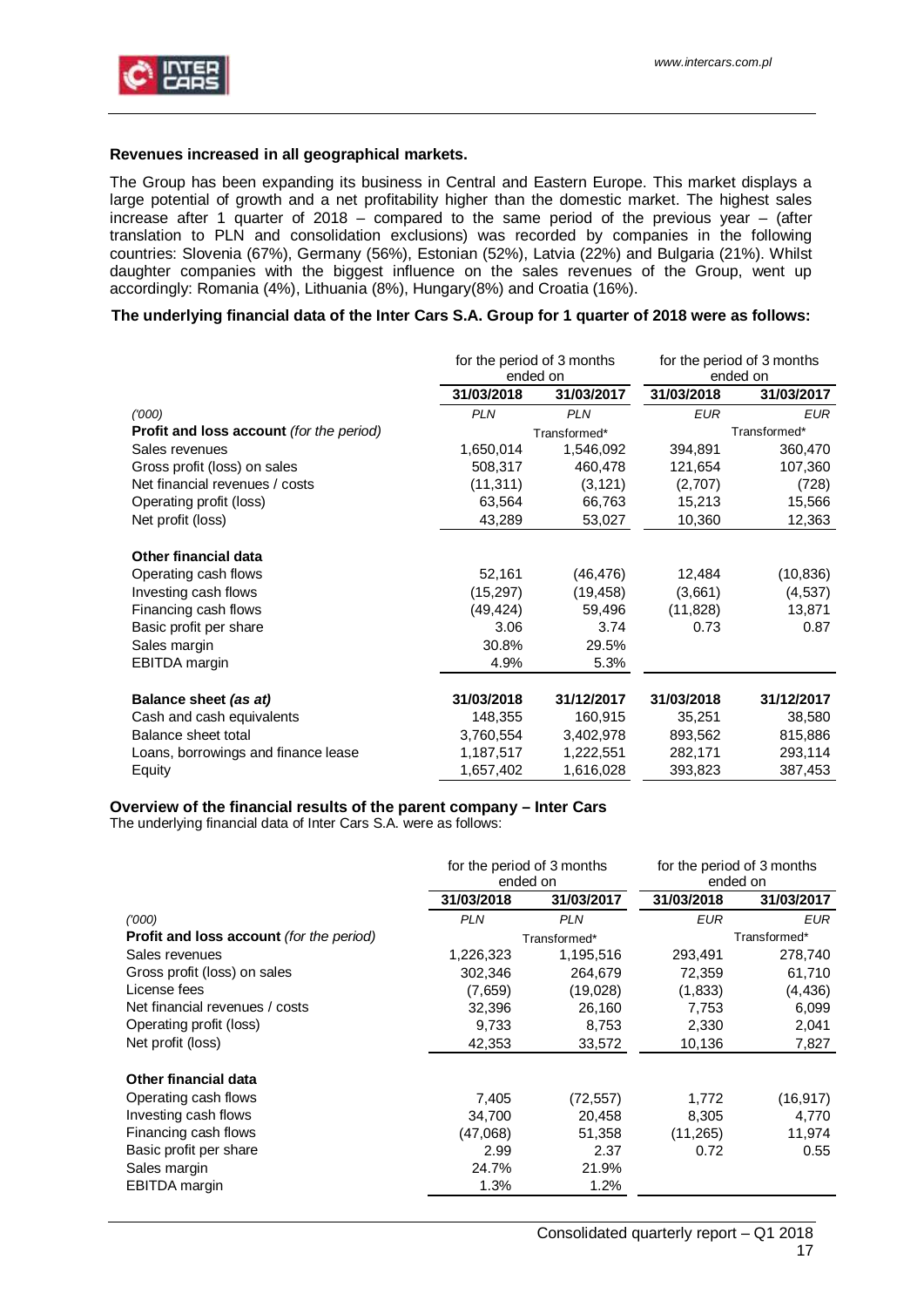**Revenues increased in all geographical markets.**

The Group has been expanding its business in Central and Eastern Europe. This market displays a large potential of growth and a net profitability higher than the domestic market. The highest sales increase after 1 quarter of 2018 – compared to the same period of the previous year – (after translation to PLN and consolidation exclusions) was recorded by companies in the following countries: Slovenia (67%), Germany (56%), Estonian (52%), Latvia (22%) and Bulgaria (21%). Whilst daughter companies with the biggest influence on the sales revenues of the Group, went up accordingly: Romania (4%), Lithuania (8%), Hungary(8%) and Croatia (16%).

**The underlying financial data of the Inter Cars S.A. Group for 1 quarter of 2018 were as follows:**

| | for the period of 3 months ended on | | for the period of 3 months ended on | |
|---|---|---|---|---|
| | **31/03/2018** | **31/03/2017** | **31/03/2018** | **31/03/2017** |
| *('000)* | *PLN* | *PLN* | *EUR* | *EUR* |
| **Profit and loss account** *(for the period)* | | Transformed* | | Transformed* |
| Sales revenues | 1,650,014 | 1,546,092 | 394,891 | 360,470 |
| Gross profit (loss) on sales | 508,317 | 460,478 | 121,654 | 107,360 |
| Net financial revenues / costs | (11,311) | (3,121) | (2,707) | (728) |
| Operating profit (loss) | 63,564 | 66,763 | 15,213 | 15,566 |
| Net profit (loss) | 43,289 | 53,027 | 10,360 | 12,363 |
| **Other financial data** | | | | |
| Operating cash flows | 52,161 | (46,476) | 12,484 | (10,836) |
| Investing cash flows | (15,297) | (19,458) | (3,661) | (4,537) |
| Financing cash flows | (49,424) | 59,496 | (11,828) | 13,871 |
| Basic profit per share | 3.06 | 3.74 | 0.73 | 0.87 |
| Sales margin | 30.8% | 29.5% | | |
| EBITDA margin | 4.9% | 5.3% | | |
| **Balance sheet** ***(as at)*** | **31/03/2018** | **31/12/2017** | **31/03/2018** | **31/12/2017** |
| Cash and cash equivalents | 148,355 | 160,915 | 35,251 | 38,580 |
| Balance sheet total | 3,760,554 | 3,402,978 | 893,562 | 815,886 |
| Loans, borrowings and finance lease | 1,187,517 | 1,222,551 | 282,171 | 293,114 |
| Equity | 1,657,402 | 1,616,028 | 393,823 | 387,453 |

**Overview of the financial results of the parent company – Inter Cars**

The underlying financial data of Inter Cars S.A. were as follows:

| | for the period of 3 months ended on | | for the period of 3 months ended on | |
|---|---|---|---|---|
| | **31/03/2018** | **31/03/2017** | **31/03/2018** | **31/03/2017** |
| *('000)* | *PLN* | *PLN* | *EUR* | *EUR* |
| **Profit and loss account** *(for the period)* | | Transformed* | | Transformed* |
| Sales revenues | 1,226,323 | 1,195,516 | 293,491 | 278,740 |
| Gross profit (loss) on sales | 302,346 | 264,679 | 72,359 | 61,710 |
| License fees | (7,659) | (19,028) | (1,833) | (4,436) |
| Net financial revenues / costs | 32,396 | 26,160 | 7,753 | 6,099 |
| Operating profit (loss) | 9,733 | 8,753 | 2,330 | 2,041 |
| Net profit (loss) | 42,353 | 33,572 | 10,136 | 7,827 |
| **Other financial data** | | | | |
| Operating cash flows | 7,405 | (72,557) | 1,772 | (16,917) |
| Investing cash flows | 34,700 | 20,458 | 8,305 | 4,770 |
| Financing cash flows | (47,068) | 51,358 | (11,265) | 11,974 |
| Basic profit per share | 2.99 | 2.37 | 0.72 | 0.55 |
| Sales margin | 24.7% | 21.9% | | |
| EBITDA margin | 1.3% | 1.2% | | |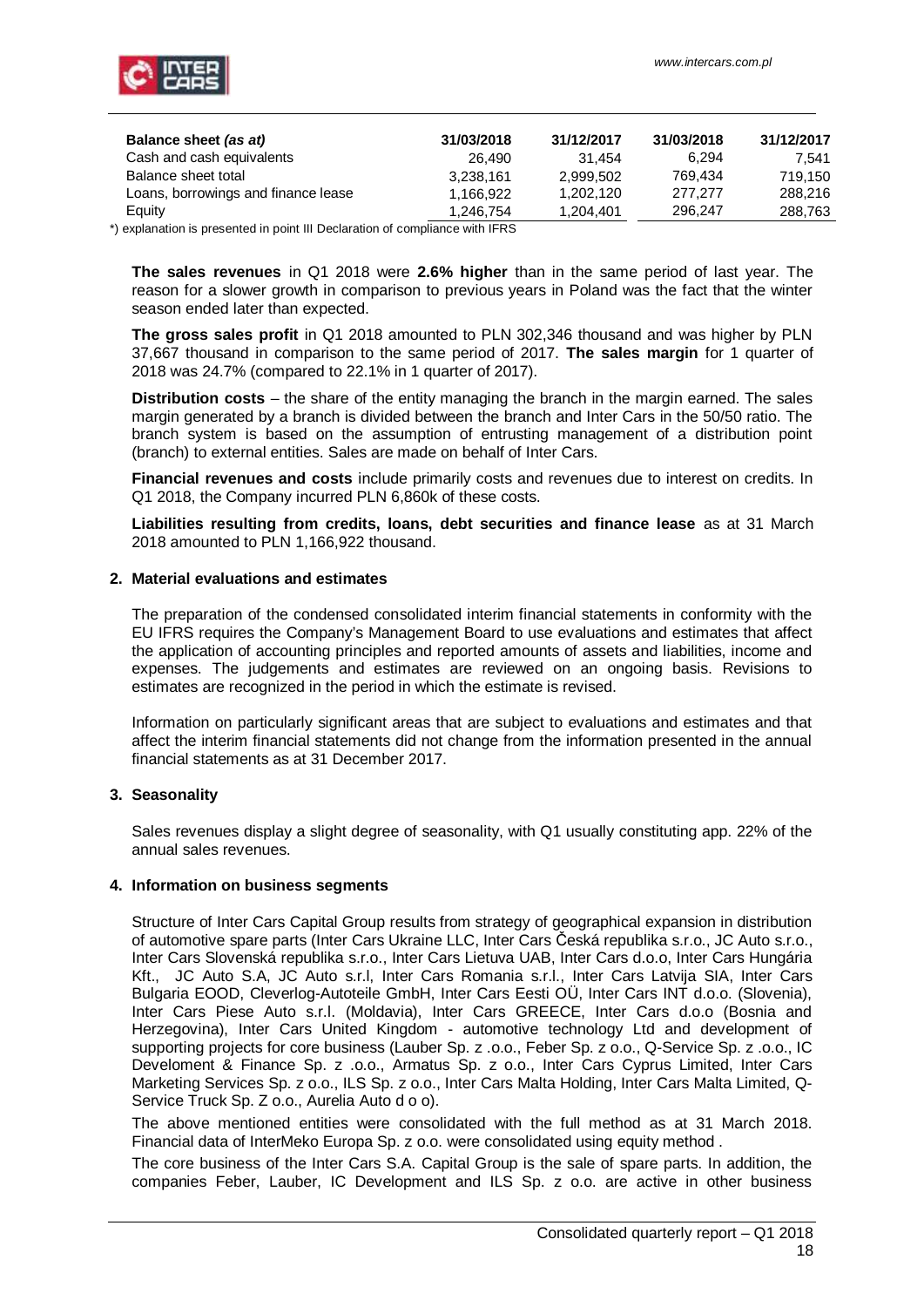| Balance sheet *(as at)* | 31/03/2018 | 31/12/2017 | 31/03/2018 | 31/12/2017 |
| --- | --- | --- | --- | --- |
| Cash and cash equivalents | 26,490 | 31,454 | 6,294 | 7,541 |
| Balance sheet total | 3,238,161 | 2,999,502 | 769,434 | 719,150 |
| Loans, borrowings and finance lease | 1,166,922 | 1,202,120 | 277,277 | 288,216 |
| Equity | 1,246,754 | 1,204,401 | 296,247 | 288,763 |

*) explanation is presented in point III Declaration of compliance with IFRS

**The sales revenues** in Q1 2018 were **2.6% higher** than in the same period of last year. The reason for a slower growth in comparison to previous years in Poland was the fact that the winter season ended later than expected.

**The gross sales profit** in Q1 2018 amounted to PLN 302,346 thousand and was higher by PLN 37,667 thousand in comparison to the same period of 2017. **The sales margin** for 1 quarter of 2018 was 24.7% (compared to 22.1% in 1 quarter of 2017).

**Distribution costs** – the share of the entity managing the branch in the margin earned. The sales margin generated by a branch is divided between the branch and Inter Cars in the 50/50 ratio. The branch system is based on the assumption of entrusting management of a distribution point (branch) to external entities. Sales are made on behalf of Inter Cars.

**Financial revenues and costs** include primarily costs and revenues due to interest on credits. In Q1 2018, the Company incurred PLN 6,860k of these costs.

**Liabilities resulting from credits, loans, debt securities and finance lease** as at 31 March 2018 amounted to PLN 1,166,922 thousand.

## 2. Material evaluations and estimates

The preparation of the condensed consolidated interim financial statements in conformity with the EU IFRS requires the Company's Management Board to use evaluations and estimates that affect the application of accounting principles and reported amounts of assets and liabilities, income and expenses. The judgements and estimates are reviewed on an ongoing basis. Revisions to estimates are recognized in the period in which the estimate is revised.

Information on particularly significant areas that are subject to evaluations and estimates and that affect the interim financial statements did not change from the information presented in the annual financial statements as at 31 December 2017.

## 3. Seasonality

Sales revenues display a slight degree of seasonality, with Q1 usually constituting app. 22% of the annual sales revenues.

## 4. Information on business segments

Structure of Inter Cars Capital Group results from strategy of geographical expansion in distribution of automotive spare parts (Inter Cars Ukraine LLC, Inter Cars Česká republika s.r.o., JC Auto s.r.o., Inter Cars Slovenská republika s.r.o., Inter Cars Lietuva UAB, Inter Cars d.o.o, Inter Cars Hungária Kft., JC Auto S.A, JC Auto s.r.l, Inter Cars Romania s.r.l., Inter Cars Latvija SIA, Inter Cars Bulgaria EOOD, Cleverlog-Autoteile GmbH, Inter Cars Eesti OÜ, Inter Cars INT d.o.o. (Slovenia), Inter Cars Piese Auto s.r.l. (Moldavia), Inter Cars GREECE, Inter Cars d.o.o (Bosnia and Herzegovina), Inter Cars United Kingdom - automotive technology Ltd and development of supporting projects for core business (Lauber Sp. z .o.o., Feber Sp. z o.o., Q-Service Sp. z .o.o., IC Develoment & Finance Sp. z .o.o., Armatus Sp. z o.o., Inter Cars Cyprus Limited, Inter Cars Marketing Services Sp. z o.o., ILS Sp. z o.o., Inter Cars Malta Holding, Inter Cars Malta Limited, Q-Service Truck Sp. Z o.o., Aurelia Auto d o o).

The above mentioned entities were consolidated with the full method as at 31 March 2018. Financial data of InterMeko Europa Sp. z o.o. were consolidated using equity method .

The core business of the Inter Cars S.A. Capital Group is the sale of spare parts. In addition, the companies Feber, Lauber, IC Development and ILS Sp. z o.o. are active in other business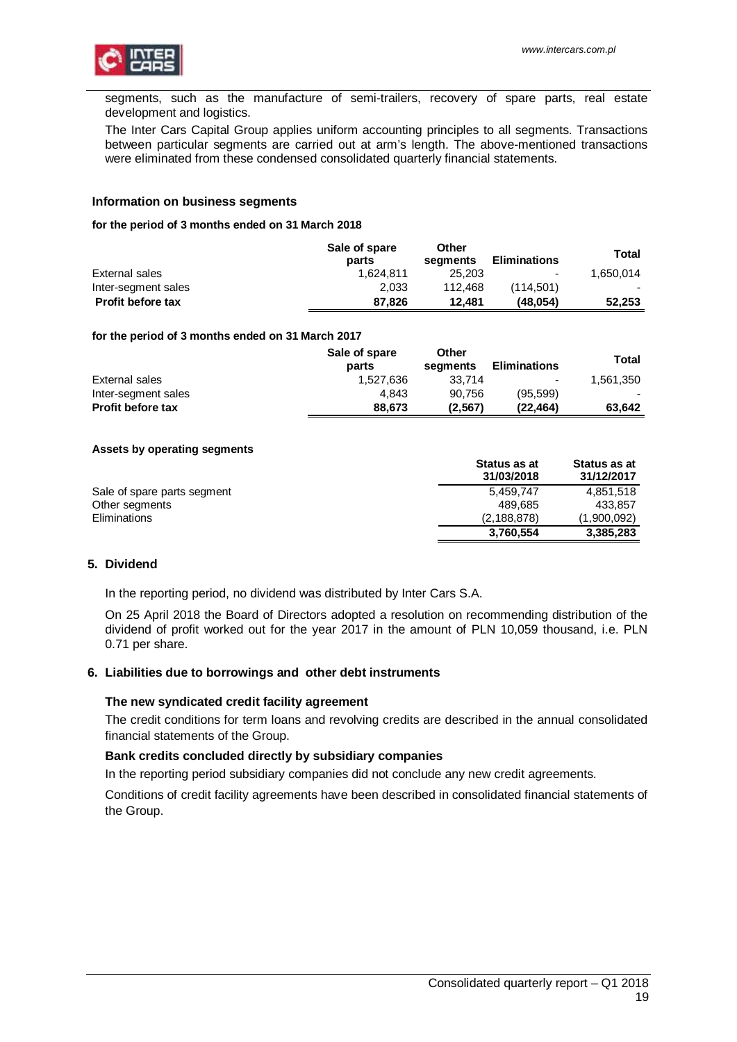segments, such as the manufacture of semi-trailers, recovery of spare parts, real estate development and logistics.

The Inter Cars Capital Group applies uniform accounting principles to all segments. Transactions between particular segments are carried out at arm's length. The above-mentioned transactions were eliminated from these condensed consolidated quarterly financial statements.

### Information on business segments

**for the period of 3 months ended on 31 March 2018**

| | Sale of spare parts | Other segments | Eliminations | Total |
|---|---|---|---|---|
| External sales | 1,624,811 | 25,203 | - | 1,650,014 |
| Inter-segment sales | 2,033 | 112,468 | (114,501) | - |
| **Profit before tax** | **87,826** | **12,481** | **(48,054)** | **52,253** |

**for the period of 3 months ended on 31 March 2017**

| | Sale of spare parts | Other segments | Eliminations | Total |
|---|---|---|---|---|
| External sales | 1,527,636 | 33,714 | - | 1,561,350 |
| Inter-segment sales | 4,843 | 90,756 | (95,599) | - |
| **Profit before tax** | **88,673** | **(2,567)** | **(22,464)** | **63,642** |

**Assets by operating segments**

| | Status as at 31/03/2018 | Status as at 31/12/2017 |
|---|---|---|
| Sale of spare parts segment | 5,459,747 | 4,851,518 |
| Other segments | 489,685 | 433,857 |
| Eliminations | (2,188,878) | (1,900,092) |
| | **3,760,554** | **3,385,283** |

## 5. Dividend

In the reporting period, no dividend was distributed by Inter Cars S.A.

On 25 April 2018 the Board of Directors adopted a resolution on recommending distribution of the dividend of profit worked out for the year 2017 in the amount of PLN 10,059 thousand, i.e. PLN 0.71 per share.

## 6. Liabilities due to borrowings and other debt instruments

### The new syndicated credit facility agreement

The credit conditions for term loans and revolving credits are described in the annual consolidated financial statements of the Group.

### Bank credits concluded directly by subsidiary companies

In the reporting period subsidiary companies did not conclude any new credit agreements.

Conditions of credit facility agreements have been described in consolidated financial statements of the Group.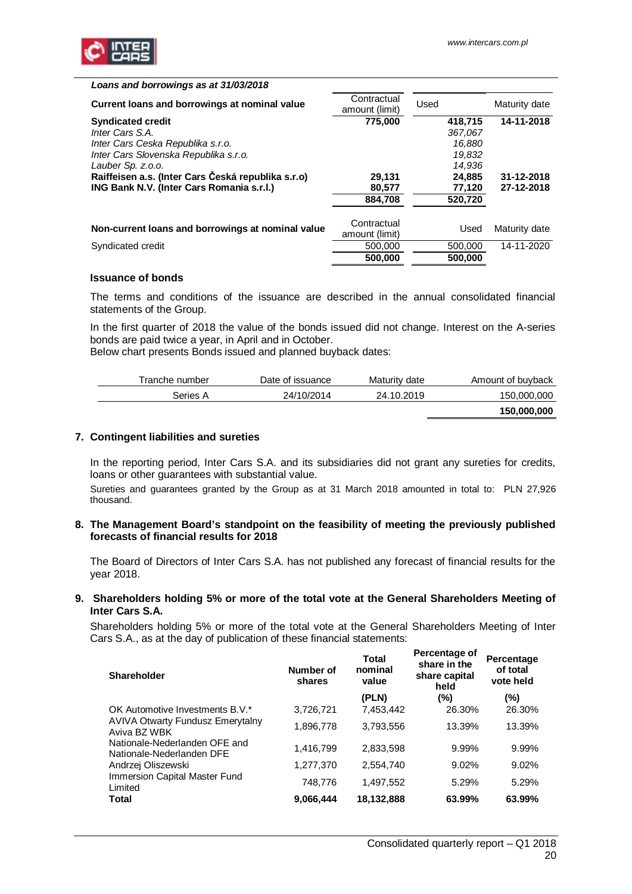***Loans and borrowings as at 31/03/2018***

| Current loans and borrowings at nominal value | Contractual amount (limit) | Used | Maturity date |
|---|---|---|---|
| **Syndicated credit** | **775,000** | **418,715** | **14-11-2018** |
| *Inter Cars S.A.* | | *367,067* | |
| *Inter Cars Ceska Republika s.r.o.* | | *16,880* | |
| *Inter Cars Slovenska Republika s.r.o.* | | *19,832* | |
| *Lauber Sp. z.o.o.* | | *14,936* | |
| **Raiffeisen a.s. (Inter Cars Česká republika s.r.o)** | **29,131** | **24,885** | **31-12-2018** |
| **ING Bank N.V. (Inter Cars Romania s.r.l.)** | **80,577** | **77,120** | **27-12-2018** |
| | **884,708** | **520,720** | |

| Non-current loans and borrowings at nominal value | Contractual amount (limit) | Used | Maturity date |
|---|---|---|---|
| Syndicated credit | 500,000 | 500,000 | 14-11-2020 |
| | **500,000** | **500,000** | |

**Issuance of bonds**

The terms and conditions of the issuance are described in the annual consolidated financial statements of the Group.

In the first quarter of 2018 the value of the bonds issued did not change. Interest on the A-series bonds are paid twice a year, in April and in October.

Below chart presents Bonds issued and planned buyback dates:

| Tranche number | Date of issuance | Maturity date | Amount of buyback |
|---|---|---|---|
| Series A | 24/10/2014 | 24.10.2019 | 150,000,000 |
| | | | **150,000,000** |

## 7. Contingent liabilities and sureties

In the reporting period, Inter Cars S.A. and its subsidiaries did not grant any sureties for credits, loans or other guarantees with substantial value.

Sureties and guarantees granted by the Group as at 31 March 2018 amounted in total to: PLN 27,926 thousand.

## 8. The Management Board's standpoint on the feasibility of meeting the previously published forecasts of financial results for 2018

The Board of Directors of Inter Cars S.A. has not published any forecast of financial results for the year 2018.

## 9. Shareholders holding 5% or more of the total vote at the General Shareholders Meeting of Inter Cars S.A.

Shareholders holding 5% or more of the total vote at the General Shareholders Meeting of Inter Cars S.A., as at the day of publication of these financial statements:

| Shareholder | Number of shares | Total nominal value | Percentage of share in the share capital held | Percentage of total vote held |
|---|---|---|---|---|
| | | (PLN) | (%) | (%) |
| OK Automotive Investments B.V.* | 3,726,721 | 7,453,442 | 26.30% | 26.30% |
| AVIVA Otwarty Fundusz Emerytalny Aviva BZ WBK | 1,896,778 | 3,793,556 | 13.39% | 13.39% |
| Nationale-Nederlanden OFE and Nationale-Nederlanden DFE | 1,416,799 | 2,833,598 | 9.99% | 9.99% |
| Andrzej Oliszewski | 1,277,370 | 2,554,740 | 9.02% | 9.02% |
| Immersion Capital Master Fund Limited | 748,776 | 1,497,552 | 5.29% | 5.29% |
| **Total** | **9,066,444** | **18,132,888** | **63.99%** | **63.99%** |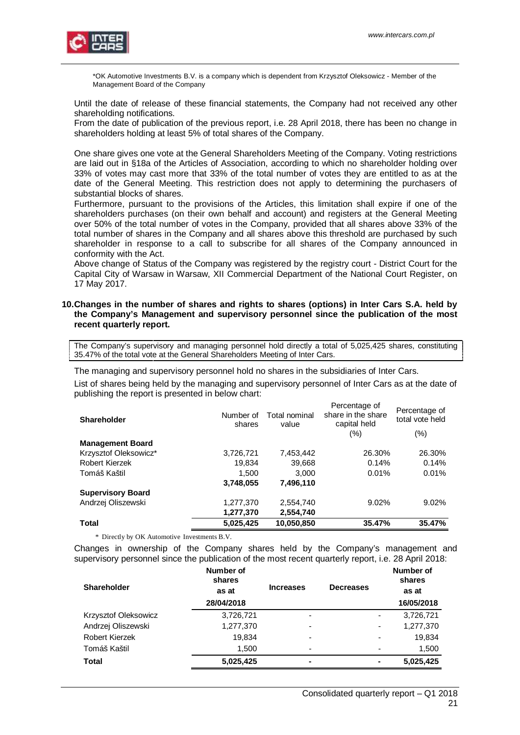*OK Automotive Investments B.V. is a company which is dependent from Krzysztof Oleksowicz - Member of the Management Board of the Company

Until the date of release of these financial statements, the Company had not received any other shareholding notifications.
From the date of publication of the previous report, i.e. 28 April 2018, there has been no change in shareholders holding at least 5% of total shares of the Company.

One share gives one vote at the General Shareholders Meeting of the Company. Voting restrictions are laid out in §18a of the Articles of Association, according to which no shareholder holding over 33% of votes may cast more that 33% of the total number of votes they are entitled to as at the date of the General Meeting. This restriction does not apply to determining the purchasers of substantial blocks of shares.
Furthermore, pursuant to the provisions of the Articles, this limitation shall expire if one of the shareholders purchases (on their own behalf and account) and registers at the General Meeting over 50% of the total number of votes in the Company, provided that all shares above 33% of the total number of shares in the Company and all shares above this threshold are purchased by such shareholder in response to a call to subscribe for all shares of the Company announced in conformity with the Act.
Above change of Status of the Company was registered by the registry court - District Court for the Capital City of Warsaw in Warsaw, XII Commercial Department of the National Court Register, on 17 May 2017.

## 10. Changes in the number of shares and rights to shares (options) in Inter Cars S.A. held by the Company's Management and supervisory personnel since the publication of the most recent quarterly report.

The Company's supervisory and managing personnel hold directly a total of 5,025,425 shares, constituting 35.47% of the total vote at the General Shareholders Meeting of Inter Cars.

The managing and supervisory personnel hold no shares in the subsidiaries of Inter Cars.

List of shares being held by the managing and supervisory personnel of Inter Cars as at the date of publishing the report is presented in below chart:

| Shareholder | Number of shares | Total nominal value | Percentage of share in the share capital held (%) | Percentage of total vote held (%) |
|---|---|---|---|---|
| **Management Board** | | | | |
| Krzysztof Oleksowicz* | 3,726,721 | 7,453,442 | 26.30% | 26.30% |
| Robert Kierzek | 19,834 | 39,668 | 0.14% | 0.14% |
| Tomáš Kaštil | 1,500 | 3,000 | 0.01% | 0.01% |
| | **3,748,055** | **7,496,110** | | |
| **Supervisory Board** | | | | |
| Andrzej Oliszewski | 1,277,370 | 2,554,740 | 9.02% | 9.02% |
| | **1,277,370** | **2,554,740** | | |
| **Total** | **5,025,425** | **10,050,850** | **35.47%** | **35.47%** |

\* Directly by OK Automotive Investments B.V.

Changes in ownership of the Company shares held by the Company's management and supervisory personnel since the publication of the most recent quarterly report, i.e. 28 April 2018:

| Shareholder | Number of shares as at 28/04/2018 | Increases | Decreases | Number of shares as at 16/05/2018 |
|---|---|---|---|---|
| Krzysztof Oleksowicz | 3,726,721 | - | - | 3,726,721 |
| Andrzej Oliszewski | 1,277,370 | - | - | 1,277,370 |
| Robert Kierzek | 19,834 | - | - | 19,834 |
| Tomáš Kaštil | 1,500 | - | - | 1,500 |
| **Total** | **5,025,425** | **-** | **-** | **5,025,425** |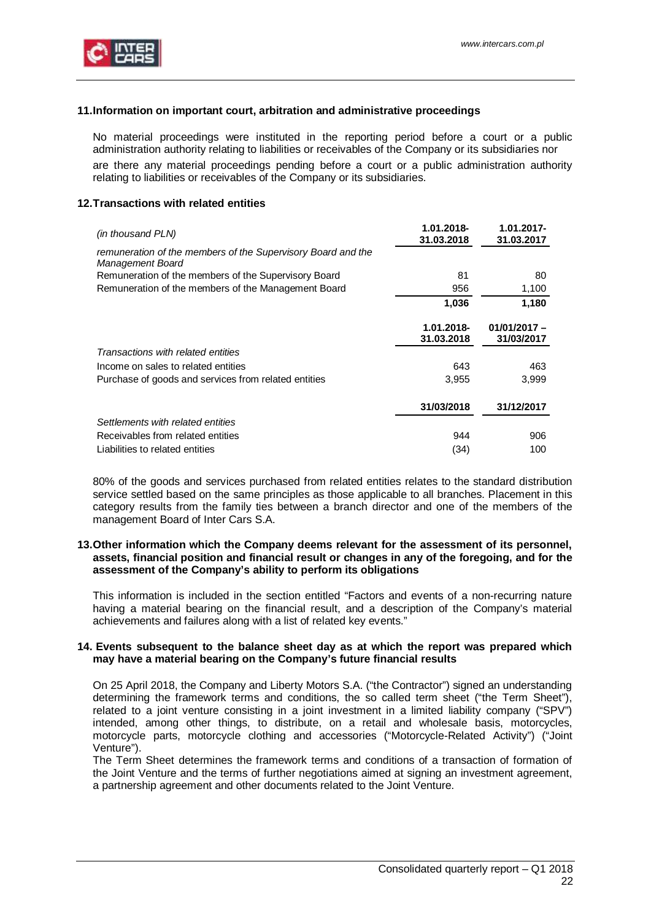## 11. Information on important court, arbitration and administrative proceedings

No material proceedings were instituted in the reporting period before a court or a public administration authority relating to liabilities or receivables of the Company or its subsidiaries nor are there any material proceedings pending before a court or a public administration authority relating to liabilities or receivables of the Company or its subsidiaries.

## 12. Transactions with related entities

| *(in thousand PLN)* | **1.01.2018-31.03.2018** | **1.01.2017-31.03.2017** |
|---|---|---|
| *remuneration of the members of the Supervisory Board and the Management Board* | | |
| Remuneration of the members of the Supervisory Board | 81 | 80 |
| Remuneration of the members of the Management Board | 956 | 1,100 |
| | **1,036** | **1,180** |
| | **1.01.2018-31.03.2018** | **01/01/2017 – 31/03/2017** |
| *Transactions with related entities* | | |
| Income on sales to related entities | 643 | 463 |
| Purchase of goods and services from related entities | 3,955 | 3,999 |
| | **31/03/2018** | **31/12/2017** |
| *Settlements with related entities* | | |
| Receivables from related entities | 944 | 906 |
| Liabilities to related entities | (34) | 100 |

80% of the goods and services purchased from related entities relates to the standard distribution service settled based on the same principles as those applicable to all branches. Placement in this category results from the family ties between a branch director and one of the members of the management Board of Inter Cars S.A.

## 13. Other information which the Company deems relevant for the assessment of its personnel, assets, financial position and financial result or changes in any of the foregoing, and for the assessment of the Company's ability to perform its obligations

This information is included in the section entitled "Factors and events of a non-recurring nature having a material bearing on the financial result, and a description of the Company's material achievements and failures along with a list of related key events."

## 14. Events subsequent to the balance sheet day as at which the report was prepared which may have a material bearing on the Company's future financial results

On 25 April 2018, the Company and Liberty Motors S.A. ("the Contractor") signed an understanding determining the framework terms and conditions, the so called term sheet ("the Term Sheet"), related to a joint venture consisting in a joint investment in a limited liability company ("SPV") intended, among other things, to distribute, on a retail and wholesale basis, motorcycles, motorcycle parts, motorcycle clothing and accessories ("Motorcycle-Related Activity") ("Joint Venture").

The Term Sheet determines the framework terms and conditions of a transaction of formation of the Joint Venture and the terms of further negotiations aimed at signing an investment agreement, a partnership agreement and other documents related to the Joint Venture.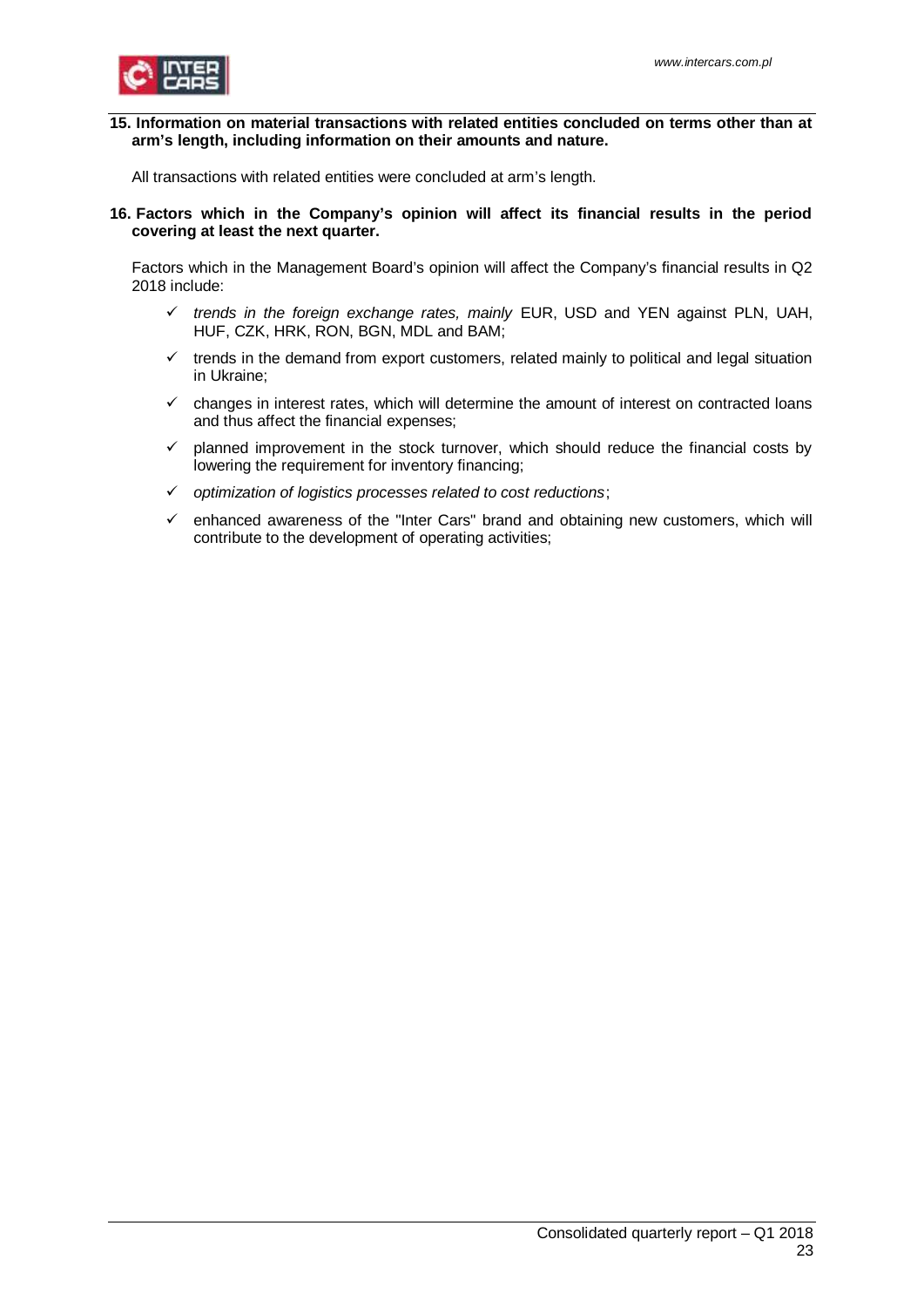**15. Information on material transactions with related entities concluded on terms other than at arm's length, including information on their amounts and nature.**

All transactions with related entities were concluded at arm's length.

**16. Factors which in the Company's opinion will affect its financial results in the period covering at least the next quarter.**

Factors which in the Management Board's opinion will affect the Company's financial results in Q2 2018 include:

- ✓ *trends in the foreign exchange rates, mainly* EUR, USD and YEN against PLN, UAH, HUF, CZK, HRK, RON, BGN, MDL and BAM;
- ✓ trends in the demand from export customers, related mainly to political and legal situation in Ukraine;
- ✓ changes in interest rates, which will determine the amount of interest on contracted loans and thus affect the financial expenses;
- ✓ planned improvement in the stock turnover, which should reduce the financial costs by lowering the requirement for inventory financing;
- ✓ *optimization of logistics processes related to cost reductions*;
- ✓ enhanced awareness of the "Inter Cars" brand and obtaining new customers, which will contribute to the development of operating activities;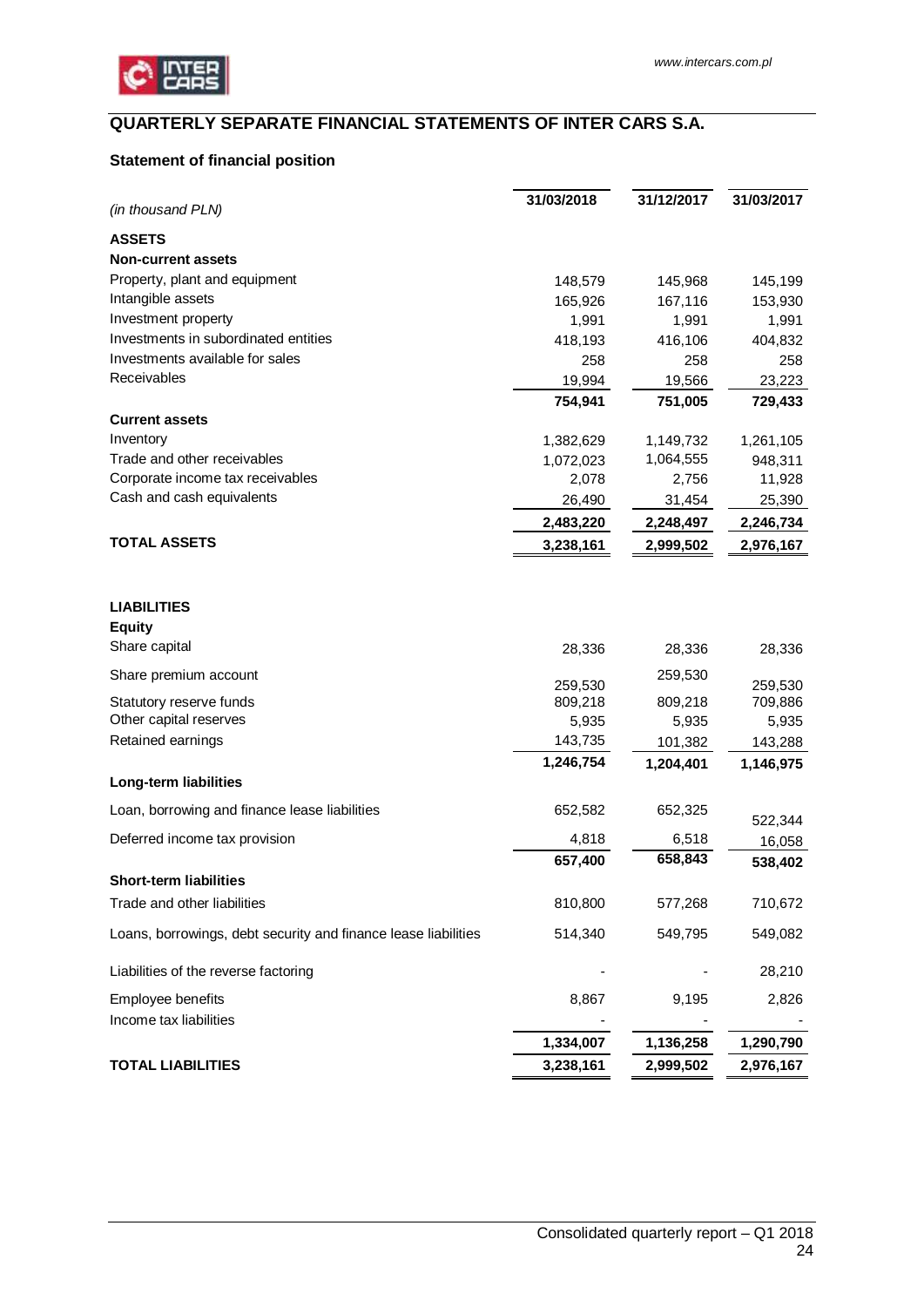## QUARTERLY SEPARATE FINANCIAL STATEMENTS OF INTER CARS S.A.

### Statement of financial position

| *(in thousand PLN)* | 31/03/2018 | 31/12/2017 | 31/03/2017 |
|---|---|---|---|
| **ASSETS** | | | |
| **Non-current assets** | | | |
| Property, plant and equipment | 148,579 | 145,968 | 145,199 |
| Intangible assets | 165,926 | 167,116 | 153,930 |
| Investment property | 1,991 | 1,991 | 1,991 |
| Investments in subordinated entities | 418,193 | 416,106 | 404,832 |
| Investments available for sales | 258 | 258 | 258 |
| Receivables | 19,994 | 19,566 | 23,223 |
| | **754,941** | **751,005** | **729,433** |
| **Current assets** | | | |
| Inventory | 1,382,629 | 1,149,732 | 1,261,105 |
| Trade and other receivables | 1,072,023 | 1,064,555 | 948,311 |
| Corporate income tax receivables | 2,078 | 2,756 | 11,928 |
| Cash and cash equivalents | 26,490 | 31,454 | 25,390 |
| | **2,483,220** | **2,248,497** | **2,246,734** |
| **TOTAL ASSETS** | **3,238,161** | **2,999,502** | **2,976,167** |
| | | | |
| **LIABILITIES** | | | |
| **Equity** | | | |
| Share capital | 28,336 | 28,336 | 28,336 |
| Share premium account | 259,530 | 259,530 | 259,530 |
| Statutory reserve funds | 809,218 | 809,218 | 709,886 |
| Other capital reserves | 5,935 | 5,935 | 5,935 |
| Retained earnings | 143,735 | 101,382 | 143,288 |
| | **1,246,754** | **1,204,401** | **1,146,975** |
| **Long-term liabilities** | | | |
| Loan, borrowing and finance lease liabilities | 652,582 | 652,325 | 522,344 |
| Deferred income tax provision | 4,818 | 6,518 | 16,058 |
| | **657,400** | **658,843** | **538,402** |
| **Short-term liabilities** | | | |
| Trade and other liabilities | 810,800 | 577,268 | 710,672 |
| Loans, borrowings, debt security and finance lease liabilities | 514,340 | 549,795 | 549,082 |
| Liabilities of the reverse factoring | - | - | 28,210 |
| Employee benefits | 8,867 | 9,195 | 2,826 |
| Income tax liabilities | - | - | - |
| | **1,334,007** | **1,136,258** | **1,290,790** |
| **TOTAL LIABILITIES** | **3,238,161** | **2,999,502** | **2,976,167** |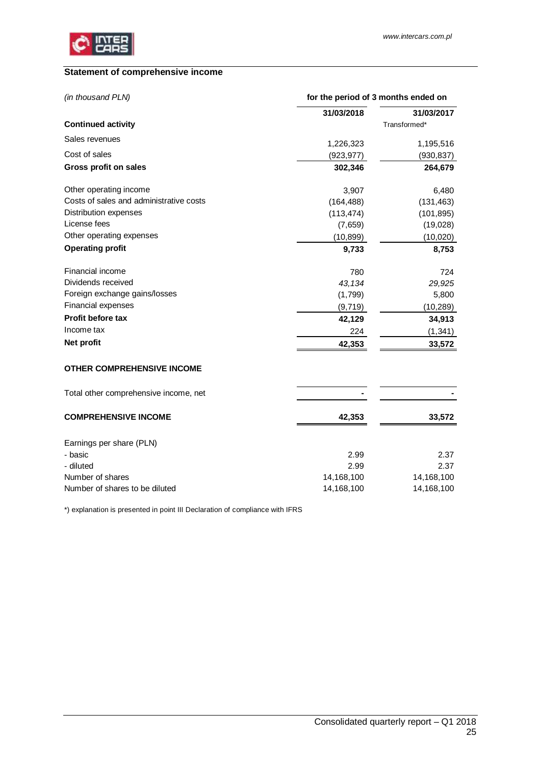## Statement of comprehensive income

| *(in thousand PLN)* | for the period of 3 months ended on | |
|---|---|---|
| | 31/03/2018 | 31/03/2017 |
| **Continued activity** | | Transformed* |
| Sales revenues | 1,226,323 | 1,195,516 |
| Cost of sales | (923,977) | (930,837) |
| **Gross profit on sales** | **302,346** | **264,679** |
| Other operating income | 3,907 | 6,480 |
| Costs of sales and administrative costs | (164,488) | (131,463) |
| Distribution expenses | (113,474) | (101,895) |
| License fees | (7,659) | (19,028) |
| Other operating expenses | (10,899) | (10,020) |
| **Operating profit** | **9,733** | **8,753** |
| Financial income | 780 | 724 |
| Dividends received | *43,134* | *29,925* |
| Foreign exchange gains/losses | (1,799) | 5,800 |
| Financial expenses | (9,719) | (10,289) |
| **Profit before tax** | **42,129** | **34,913** |
| Income tax | 224 | (1,341) |
| **Net profit** | **42,353** | **33,572** |
| **OTHER COMPREHENSIVE INCOME** | | |
| Total other comprehensive income, net | **-** | **-** |
| **COMPREHENSIVE INCOME** | **42,353** | **33,572** |
| Earnings per share (PLN) | | |
| - basic | 2.99 | 2.37 |
| - diluted | 2.99 | 2.37 |
| Number of shares | 14,168,100 | 14,168,100 |
| Number of shares to be diluted | 14,168,100 | 14,168,100 |

*) explanation is presented in point III Declaration of compliance with IFRS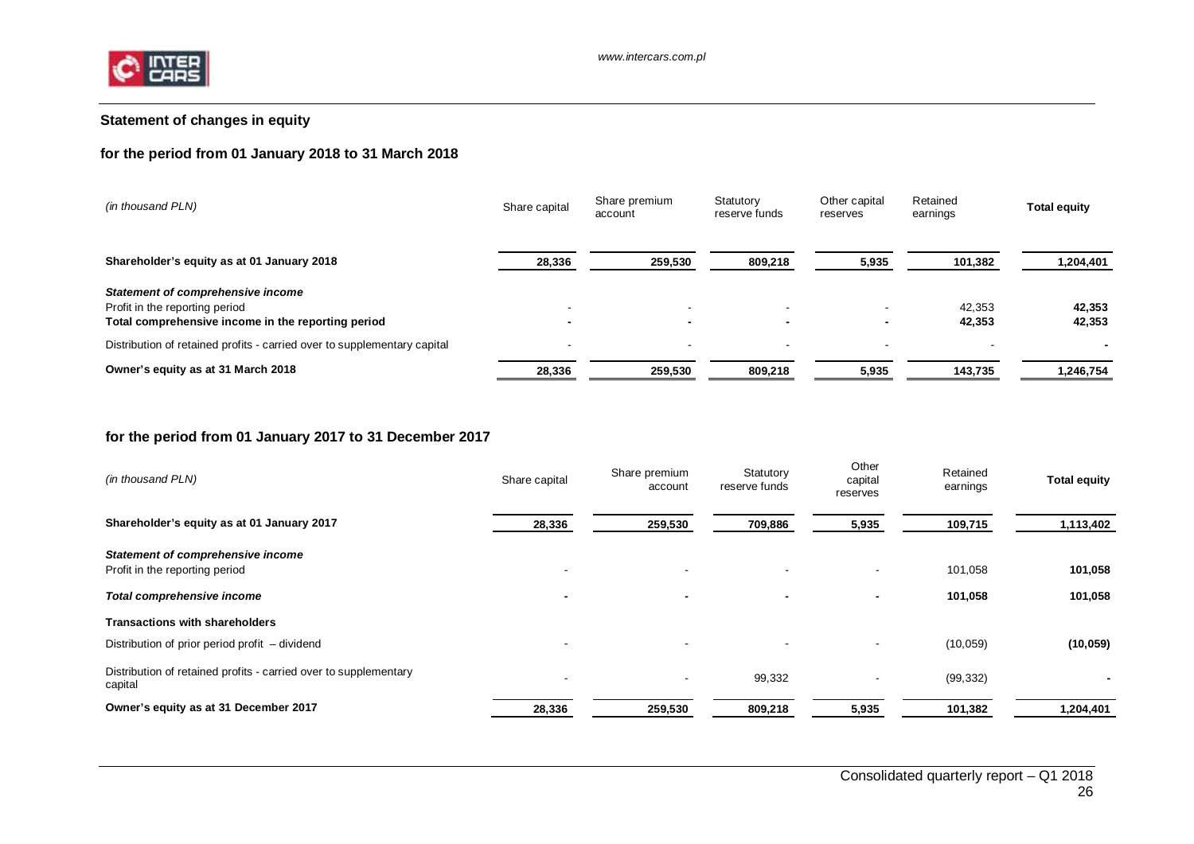## Statement of changes in equity

### for the period from 01 January 2018 to 31 March 2018

| *(in thousand PLN)* | Share capital | Share premium account | Statutory reserve funds | Other capital reserves | Retained earnings | **Total equity** |
|---|---|---|---|---|---|---|
| **Shareholder's equity as at 01 January 2018** | **28,336** | **259,530** | **809,218** | **5,935** | **101,382** | **1,204,401** |
| ***Statement of comprehensive income*** | | | | | | |
| Profit in the reporting period | - | - | - | - | 42,353 | **42,353** |
| **Total comprehensive income in the reporting period** | **-** | **-** | **-** | **-** | **42,353** | **42,353** |
| Distribution of retained profits - carried over to supplementary capital | - | - | - | - | - | **-** |
| **Owner's equity as at 31 March 2018** | **28,336** | **259,530** | **809,218** | **5,935** | **143,735** | **1,246,754** |

### for the period from 01 January 2017 to 31 December 2017

| *(in thousand PLN)* | Share capital | Share premium account | Statutory reserve funds | Other capital reserves | Retained earnings | **Total equity** |
|---|---|---|---|---|---|---|
| **Shareholder's equity as at 01 January 2017** | **28,336** | **259,530** | **709,886** | **5,935** | **109,715** | **1,113,402** |
| ***Statement of comprehensive income*** | | | | | | |
| Profit in the reporting period | - | - | - | - | 101,058 | **101,058** |
| ***Total comprehensive income*** | **-** | **-** | **-** | **-** | **101,058** | **101,058** |
| **Transactions with shareholders** | | | | | | |
| Distribution of prior period profit – dividend | - | - | - | - | (10,059) | **(10,059)** |
| Distribution of retained profits - carried over to supplementary capital | - | - | 99,332 | - | (99,332) | **-** |
| **Owner's equity as at 31 December 2017** | **28,336** | **259,530** | **809,218** | **5,935** | **101,382** | **1,204,401** |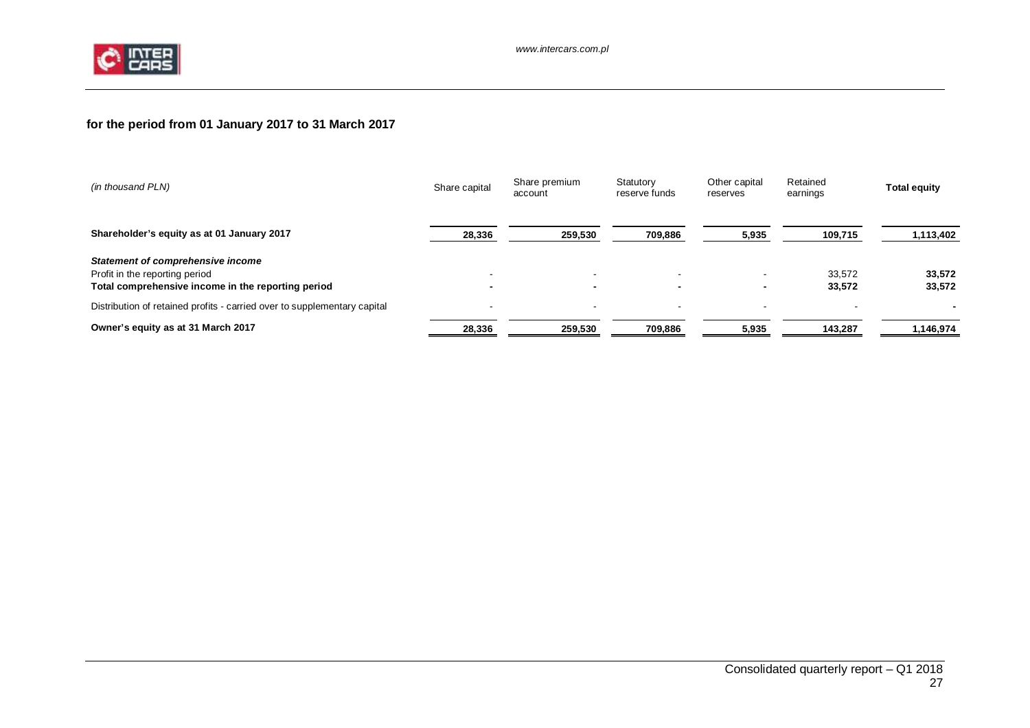**for the period from 01 January 2017 to 31 March 2017**

| *(in thousand PLN)* | Share capital | Share premium account | Statutory reserve funds | Other capital reserves | Retained earnings | **Total equity** |
|---|---|---|---|---|---|---|
| **Shareholder's equity as at 01 January 2017** | **28,336** | **259,530** | **709,886** | **5,935** | **109,715** | **1,113,402** |
| ***Statement of comprehensive income*** | | | | | | |
| Profit in the reporting period | - | - | - | - | 33,572 | **33,572** |
| **Total comprehensive income in the reporting period** | **-** | **-** | **-** | **-** | **33,572** | **33,572** |
| Distribution of retained profits - carried over to supplementary capital | - | - | - | - | - | **-** |
| **Owner's equity as at 31 March 2017** | **28,336** | **259,530** | **709,886** | **5,935** | **143,287** | **1,146,974** |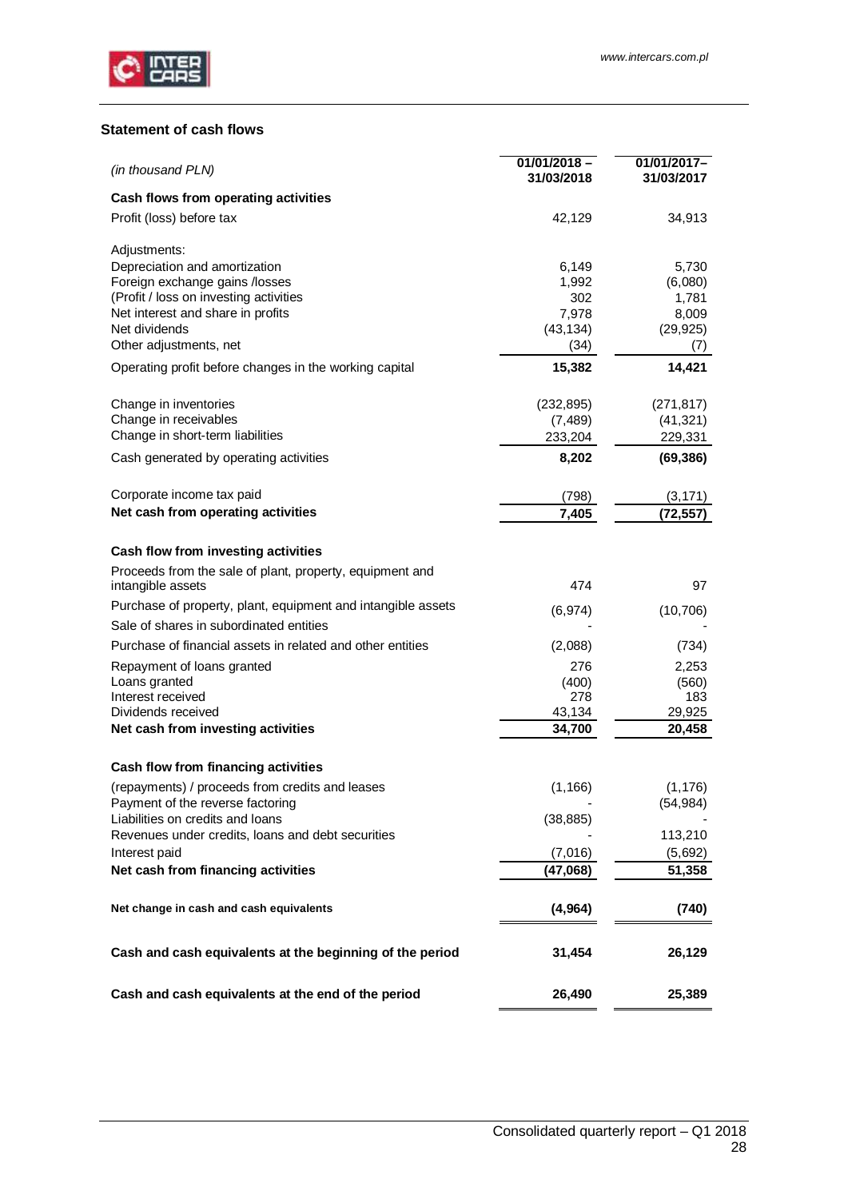## Statement of cash flows

| *(in thousand PLN)* | 01/01/2018 – 31/03/2018 | 01/01/2017– 31/03/2017 |
|---|---|---|
| **Cash flows from operating activities** | | |
| Profit (loss) before tax | 42,129 | 34,913 |
| Adjustments: | | |
| Depreciation and amortization | 6,149 | 5,730 |
| Foreign exchange gains /losses | 1,992 | (6,080) |
| (Profit / loss on investing activities | 302 | 1,781 |
| Net interest and share in profits | 7,978 | 8,009 |
| Net dividends | (43,134) | (29,925) |
| Other adjustments, net | (34) | (7) |
| Operating profit before changes in the working capital | **15,382** | **14,421** |
| Change in inventories | (232,895) | (271,817) |
| Change in receivables | (7,489) | (41,321) |
| Change in short-term liabilities | 233,204 | 229,331 |
| Cash generated by operating activities | **8,202** | **(69,386)** |
| Corporate income tax paid | (798) | (3,171) |
| **Net cash from operating activities** | **7,405** | **(72,557)** |
| **Cash flow from investing activities** | | |
| Proceeds from the sale of plant, property, equipment and intangible assets | 474 | 97 |
| Purchase of property, plant, equipment and intangible assets | (6,974) | (10,706) |
| Sale of shares in subordinated entities | - | - |
| Purchase of financial assets in related and other entities | (2,088) | (734) |
| Repayment of loans granted | 276 | 2,253 |
| Loans granted | (400) | (560) |
| Interest received | 278 | 183 |
| Dividends received | 43,134 | 29,925 |
| **Net cash from investing activities** | **34,700** | **20,458** |
| **Cash flow from financing activities** | | |
| (repayments) / proceeds from credits and leases | (1,166) | (1,176) |
| Payment of the reverse factoring | - | (54,984) |
| Liabilities on credits and loans | (38,885) | - |
| Revenues under credits, loans and debt securities | - | 113,210 |
| Interest paid | (7,016) | (5,692) |
| **Net cash from financing activities** | **(47,068)** | **51,358** |
| **Net change in cash and cash equivalents** | **(4,964)** | **(740)** |
| **Cash and cash equivalents at the beginning of the period** | **31,454** | **26,129** |
| **Cash and cash equivalents at the end of the period** | **26,490** | **25,389** |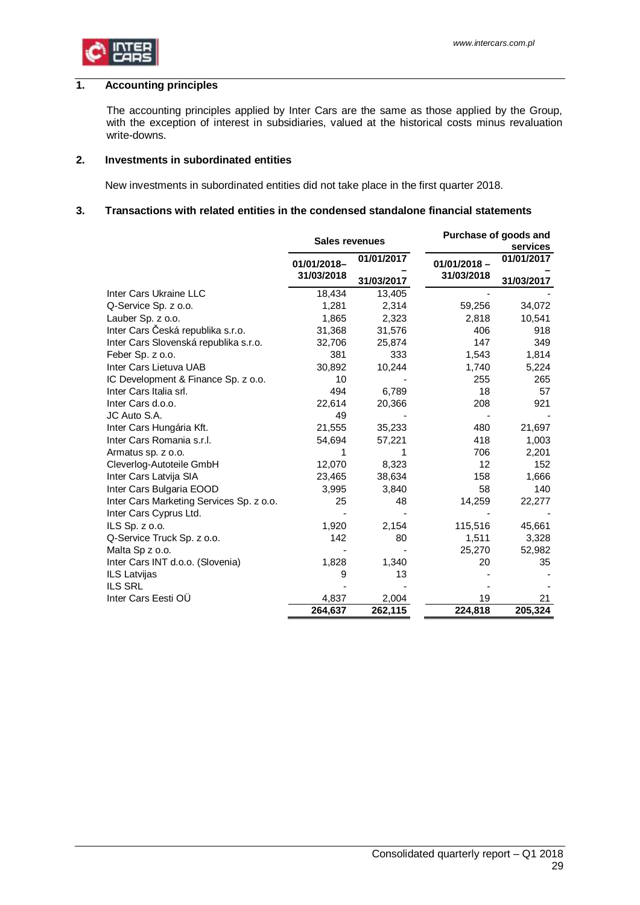## 1. Accounting principles

The accounting principles applied by Inter Cars are the same as those applied by the Group, with the exception of interest in subsidiaries, valued at the historical costs minus revaluation write-downs.

## 2. Investments in subordinated entities

New investments in subordinated entities did not take place in the first quarter 2018.

## 3. Transactions with related entities in the condensed standalone financial statements

| | Sales revenues | | Purchase of goods and services | |
|---|---|---|---|---|
| | 01/01/2018–31/03/2018 | 01/01/2017 – 31/03/2017 | 01/01/2018 – 31/03/2018 | 01/01/2017 – 31/03/2017 |
| Inter Cars Ukraine LLC | 18,434 | 13,405 | - | - |
| Q-Service Sp. z o.o. | 1,281 | 2,314 | 59,256 | 34,072 |
| Lauber Sp. z o.o. | 1,865 | 2,323 | 2,818 | 10,541 |
| Inter Cars Česká republika s.r.o. | 31,368 | 31,576 | 406 | 918 |
| Inter Cars Slovenská republika s.r.o. | 32,706 | 25,874 | 147 | 349 |
| Feber Sp. z o.o. | 381 | 333 | 1,543 | 1,814 |
| Inter Cars Lietuva UAB | 30,892 | 10,244 | 1,740 | 5,224 |
| IC Development & Finance Sp. z o.o. | 10 | - | 255 | 265 |
| Inter Cars Italia srl. | 494 | 6,789 | 18 | 57 |
| Inter Cars d.o.o. | 22,614 | 20,366 | 208 | 921 |
| JC Auto S.A. | 49 | - | - | - |
| Inter Cars Hungária Kft. | 21,555 | 35,233 | 480 | 21,697 |
| Inter Cars Romania s.r.l. | 54,694 | 57,221 | 418 | 1,003 |
| Armatus sp. z o.o. | 1 | 1 | 706 | 2,201 |
| Cleverlog-Autoteile GmbH | 12,070 | 8,323 | 12 | 152 |
| Inter Cars Latvija SIA | 23,465 | 38,634 | 158 | 1,666 |
| Inter Cars Bulgaria EOOD | 3,995 | 3,840 | 58 | 140 |
| Inter Cars Marketing Services Sp. z o.o. | 25 | 48 | 14,259 | 22,277 |
| Inter Cars Cyprus Ltd. | - | - | - | - |
| ILS Sp. z o.o. | 1,920 | 2,154 | 115,516 | 45,661 |
| Q-Service Truck Sp. z o.o. | 142 | 80 | 1,511 | 3,328 |
| Malta Sp z o.o. | - | - | 25,270 | 52,982 |
| Inter Cars INT d.o.o. (Slovenia) | 1,828 | 1,340 | 20 | 35 |
| ILS Latvijas | 9 | 13 | - | - |
| ILS SRL | - | - | - | - |
| Inter Cars Eesti OÜ | 4,837 | 2,004 | 19 | 21 |
| | **264,637** | **262,115** | **224,818** | **205,324** |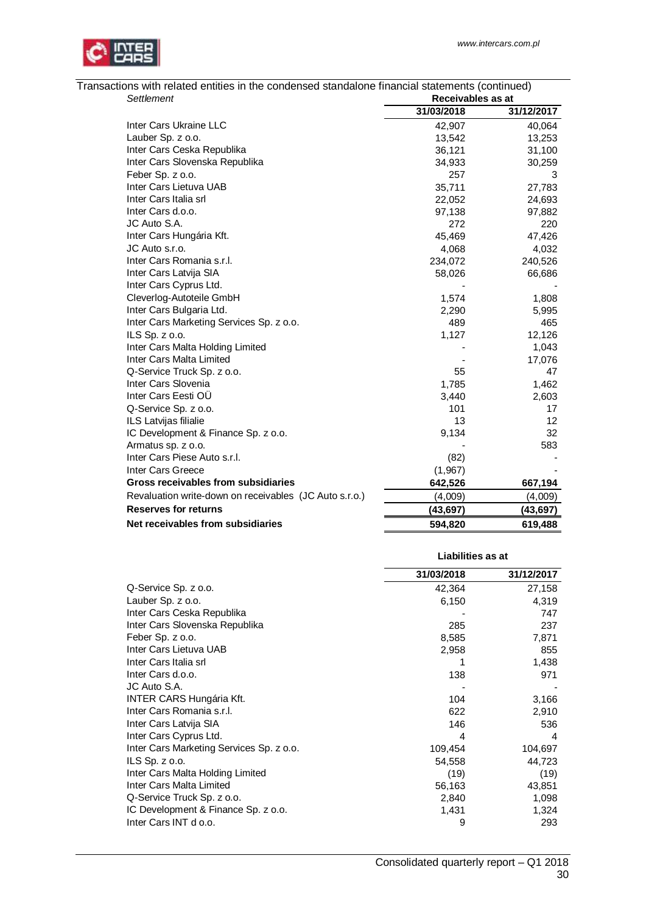Transactions with related entities in the condensed standalone financial statements (continued)

| *Settlement* | Receivables as at | |
|---|---|---|
| | **31/03/2018** | **31/12/2017** |
| Inter Cars Ukraine LLC | 42,907 | 40,064 |
| Lauber Sp. z o.o. | 13,542 | 13,253 |
| Inter Cars Ceska Republika | 36,121 | 31,100 |
| Inter Cars Slovenska Republika | 34,933 | 30,259 |
| Feber Sp. z o.o. | 257 | 3 |
| Inter Cars Lietuva UAB | 35,711 | 27,783 |
| Inter Cars Italia srl | 22,052 | 24,693 |
| Inter Cars d.o.o. | 97,138 | 97,882 |
| JC Auto S.A. | 272 | 220 |
| Inter Cars Hungária Kft. | 45,469 | 47,426 |
| JC Auto s.r.o. | 4,068 | 4,032 |
| Inter Cars Romania s.r.l. | 234,072 | 240,526 |
| Inter Cars Latvija SIA | 58,026 | 66,686 |
| Inter Cars Cyprus Ltd. | - | - |
| Cleverlog-Autoteile GmbH | 1,574 | 1,808 |
| Inter Cars Bulgaria Ltd. | 2,290 | 5,995 |
| Inter Cars Marketing Services Sp. z o.o. | 489 | 465 |
| ILS Sp. z o.o. | 1,127 | 12,126 |
| Inter Cars Malta Holding Limited | - | 1,043 |
| Inter Cars Malta Limited | - | 17,076 |
| Q-Service Truck Sp. z o.o. | 55 | 47 |
| Inter Cars Slovenia | 1,785 | 1,462 |
| Inter Cars Eesti OÜ | 3,440 | 2,603 |
| Q-Service Sp. z o.o. | 101 | 17 |
| ILS Latvijas filialie | 13 | 12 |
| IC Development & Finance Sp. z o.o. | 9,134 | 32 |
| Armatus sp. z o.o. | - | 583 |
| Inter Cars Piese Auto s.r.l. | (82) | - |
| Inter Cars Greece | (1,967) | - |
| **Gross receivables from subsidiaries** | **642,526** | **667,194** |
| Revaluation write-down on receivables (JC Auto s.r.o.) | (4,009) | (4,009) |
| **Reserves for returns** | **(43,697)** | **(43,697)** |
| **Net receivables from subsidiaries** | **594,820** | **619,488** |

| | Liabilities as at | |
|---|---|---|
| | **31/03/2018** | **31/12/2017** |
| Q-Service Sp. z o.o. | 42,364 | 27,158 |
| Lauber Sp. z o.o. | 6,150 | 4,319 |
| Inter Cars Ceska Republika | - | 747 |
| Inter Cars Slovenska Republika | 285 | 237 |
| Feber Sp. z o.o. | 8,585 | 7,871 |
| Inter Cars Lietuva UAB | 2,958 | 855 |
| Inter Cars Italia srl | 1 | 1,438 |
| Inter Cars d.o.o. | 138 | 971 |
| JC Auto S.A. | - | - |
| INTER CARS Hungária Kft. | 104 | 3,166 |
| Inter Cars Romania s.r.l. | 622 | 2,910 |
| Inter Cars Latvija SIA | 146 | 536 |
| Inter Cars Cyprus Ltd. | 4 | 4 |
| Inter Cars Marketing Services Sp. z o.o. | 109,454 | 104,697 |
| ILS Sp. z o.o. | 54,558 | 44,723 |
| Inter Cars Malta Holding Limited | (19) | (19) |
| Inter Cars Malta Limited | 56,163 | 43,851 |
| Q-Service Truck Sp. z o.o. | 2,840 | 1,098 |
| IC Development & Finance Sp. z o.o. | 1,431 | 1,324 |
| Inter Cars INT d o.o. | 9 | 293 |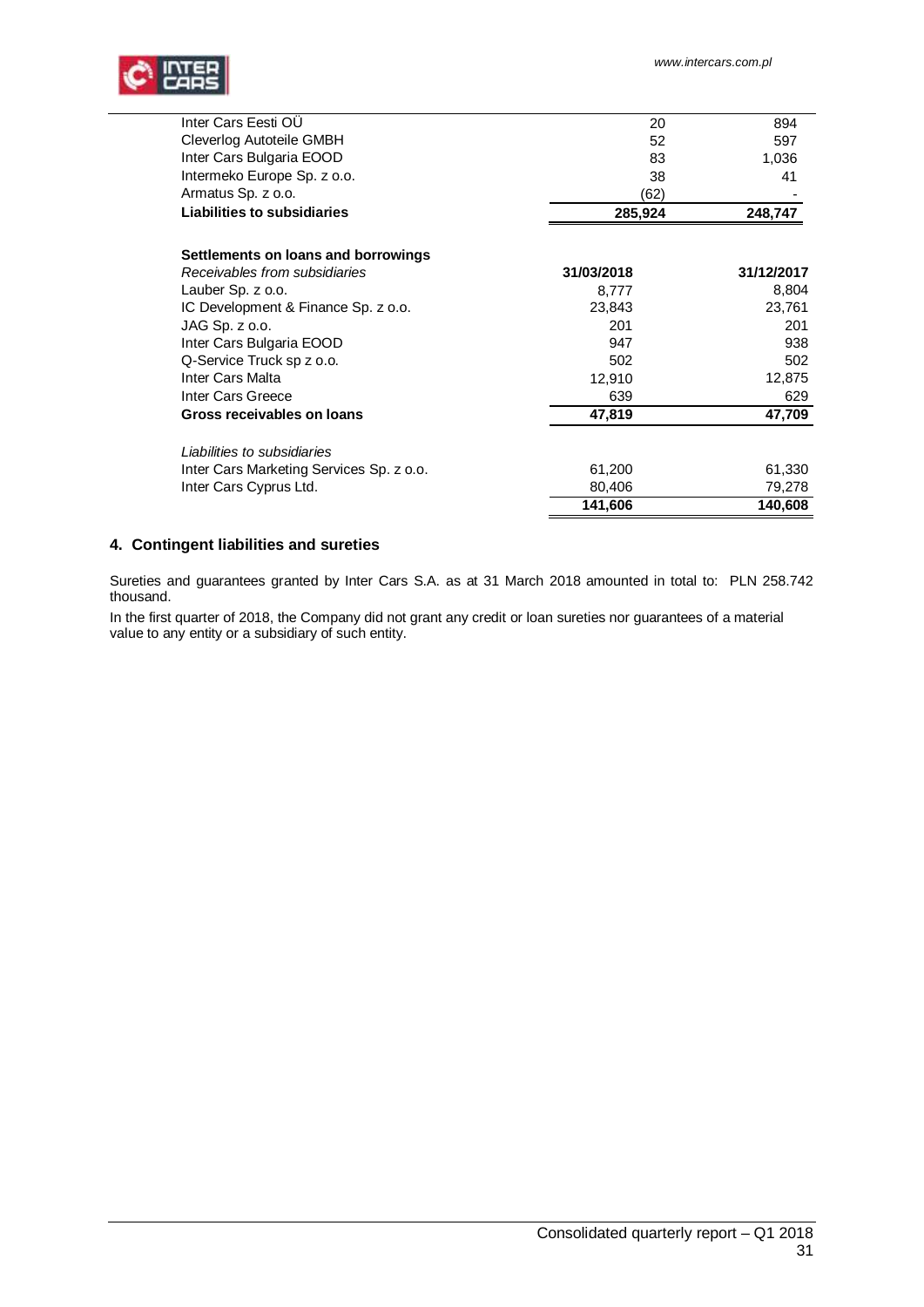| | | |
|---|---|---|
| Inter Cars Eesti OÜ | 20 | 894 |
| Cleverlog Autoteile GMBH | 52 | 597 |
| Inter Cars Bulgaria EOOD | 83 | 1,036 |
| Intermeko Europe Sp. z o.o. | 38 | 41 |
| Armatus Sp. z o.o. | (62) | - |
| **Liabilities to subsidiaries** | **285,924** | **248,747** |

| **Settlements on loans and borrowings** | | |
|---|---|---|
| *Receivables from subsidiaries* | **31/03/2018** | **31/12/2017** |
| Lauber Sp. z o.o. | 8,777 | 8,804 |
| IC Development & Finance Sp. z o.o. | 23,843 | 23,761 |
| JAG Sp. z o.o. | 201 | 201 |
| Inter Cars Bulgaria EOOD | 947 | 938 |
| Q-Service Truck sp z o.o. | 502 | 502 |
| Inter Cars Malta | 12,910 | 12,875 |
| Inter Cars Greece | 639 | 629 |
| **Gross receivables on loans** | **47,819** | **47,709** |
| | | |
| *Liabilities to subsidiaries* | | |
| Inter Cars Marketing Services Sp. z o.o. | 61,200 | 61,330 |
| Inter Cars Cyprus Ltd. | 80,406 | 79,278 |
| | **141,606** | **140,608** |

## 4. Contingent liabilities and sureties

Sureties and guarantees granted by Inter Cars S.A. as at 31 March 2018 amounted in total to: PLN 258.742 thousand.

In the first quarter of 2018, the Company did not grant any credit or loan sureties nor guarantees of a material value to any entity or a subsidiary of such entity.